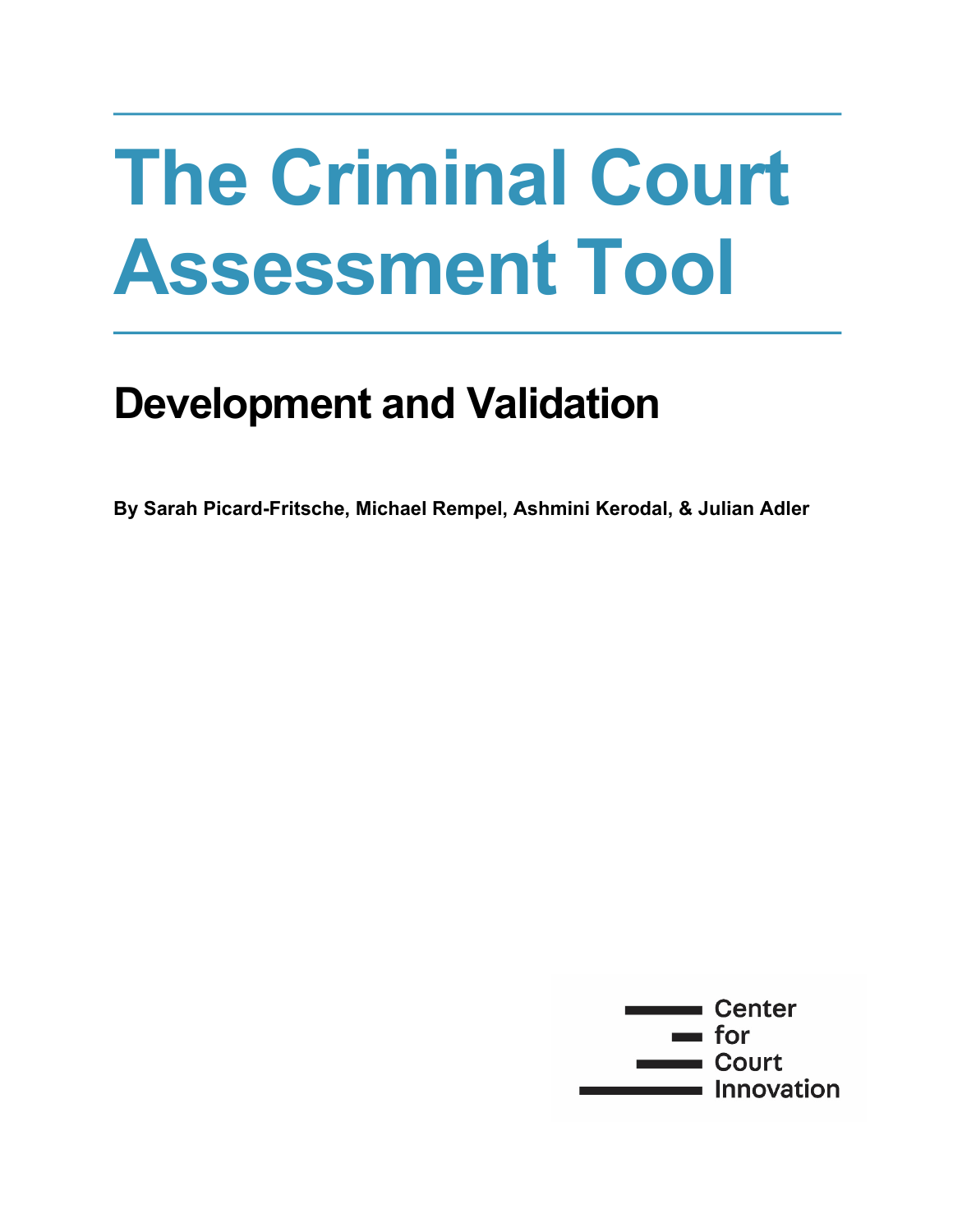# The Criminal Court Assessment Tool

## Development and Validation

**By Sarah Picard-Fritsche, Michael Rempel, Ashmini Kerodal, & Julian Adler**

Center for Court Innovation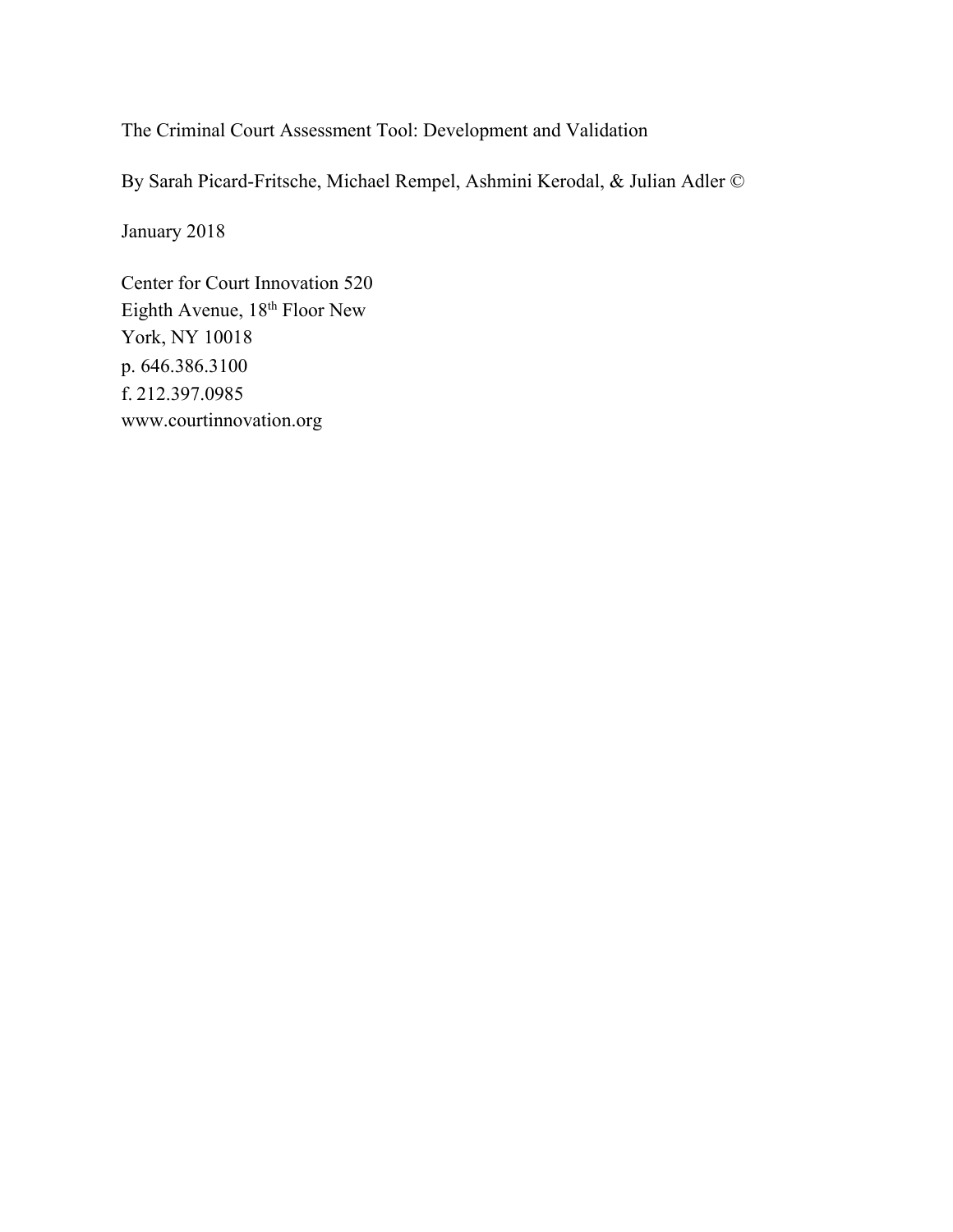The Criminal Court Assessment Tool: Development and Validation

By Sarah Picard-Fritsche, Michael Rempel, Ashmini Kerodal, & Julian Adler ©

January 2018

Center for Court Innovation 520
Eighth Avenue, 18th Floor New
York, NY 10018
p. 646.386.3100
f. 212.397.0985
www.courtinnovation.org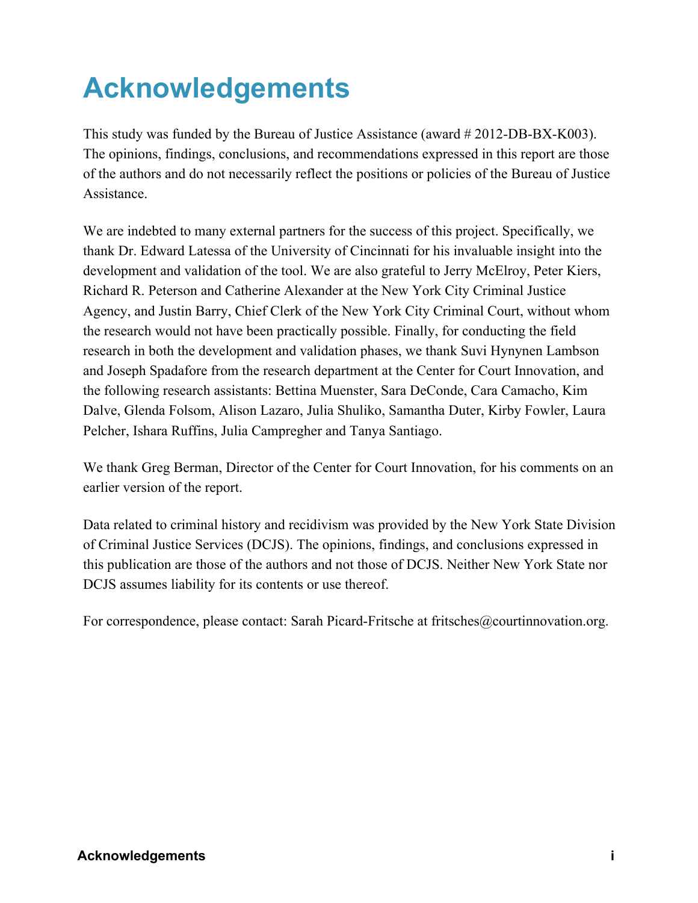# Acknowledgements

This study was funded by the Bureau of Justice Assistance (award # 2012-DB-BX-K003). The opinions, findings, conclusions, and recommendations expressed in this report are those of the authors and do not necessarily reflect the positions or policies of the Bureau of Justice Assistance.

We are indebted to many external partners for the success of this project. Specifically, we thank Dr. Edward Latessa of the University of Cincinnati for his invaluable insight into the development and validation of the tool. We are also grateful to Jerry McElroy, Peter Kiers, Richard R. Peterson and Catherine Alexander at the New York City Criminal Justice Agency, and Justin Barry, Chief Clerk of the New York City Criminal Court, without whom the research would not have been practically possible. Finally, for conducting the field research in both the development and validation phases, we thank Suvi Hynynen Lambson and Joseph Spadafore from the research department at the Center for Court Innovation, and the following research assistants: Bettina Muenster, Sara DeConde, Cara Camacho, Kim Dalve, Glenda Folsom, Alison Lazaro, Julia Shuliko, Samantha Duter, Kirby Fowler, Laura Pelcher, Ishara Ruffins, Julia Campregher and Tanya Santiago.

We thank Greg Berman, Director of the Center for Court Innovation, for his comments on an earlier version of the report.

Data related to criminal history and recidivism was provided by the New York State Division of Criminal Justice Services (DCJS). The opinions, findings, and conclusions expressed in this publication are those of the authors and not those of DCJS. Neither New York State nor DCJS assumes liability for its contents or use thereof.

For correspondence, please contact: Sarah Picard-Fritsche at fritsches@courtinnovation.org.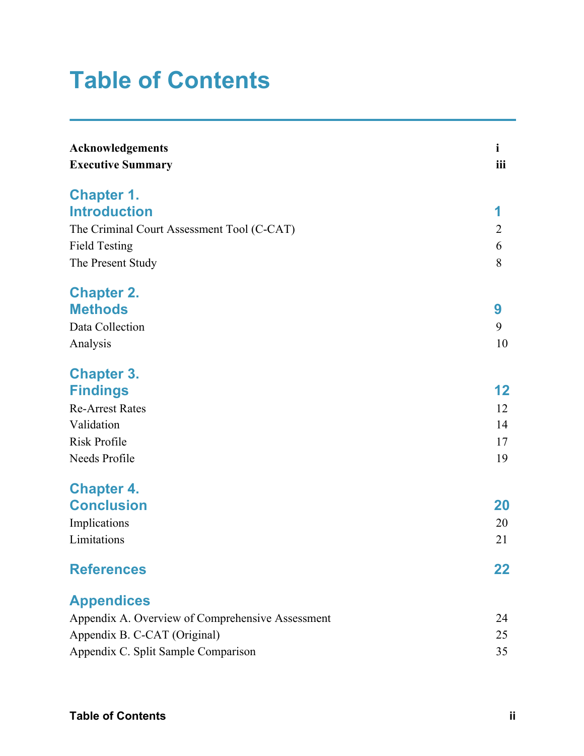# Table of Contents

| | |
|---|---|
| **Acknowledgements** | **i** |
| **Executive Summary** | **iii** |
| **Chapter 1. Introduction** | **1** |
| The Criminal Court Assessment Tool (C-CAT) | 2 |
| Field Testing | 6 |
| The Present Study | 8 |
| **Chapter 2. Methods** | **9** |
| Data Collection | 9 |
| Analysis | 10 |
| **Chapter 3. Findings** | **12** |
| Re-Arrest Rates | 12 |
| Validation | 14 |
| Risk Profile | 17 |
| Needs Profile | 19 |
| **Chapter 4. Conclusion** | **20** |
| Implications | 20 |
| Limitations | 21 |
| **References** | **22** |
| **Appendices** | |
| Appendix A. Overview of Comprehensive Assessment | 24 |
| Appendix B. C-CAT (Original) | 25 |
| Appendix C. Split Sample Comparison | 35 |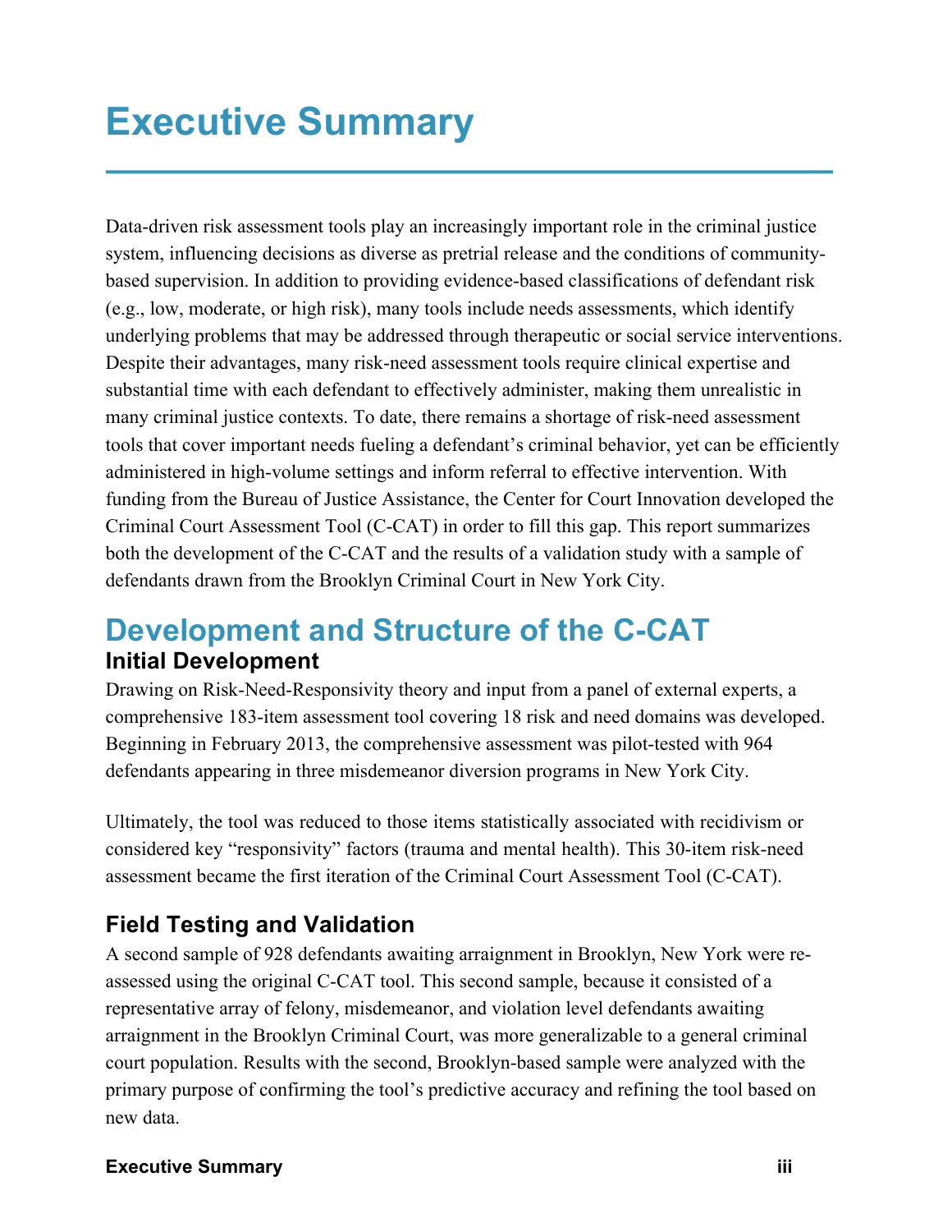# Executive Summary

Data-driven risk assessment tools play an increasingly important role in the criminal justice system, influencing decisions as diverse as pretrial release and the conditions of community-based supervision. In addition to providing evidence-based classifications of defendant risk (e.g., low, moderate, or high risk), many tools include needs assessments, which identify underlying problems that may be addressed through therapeutic or social service interventions. Despite their advantages, many risk-need assessment tools require clinical expertise and substantial time with each defendant to effectively administer, making them unrealistic in many criminal justice contexts. To date, there remains a shortage of risk-need assessment tools that cover important needs fueling a defendant's criminal behavior, yet can be efficiently administered in high-volume settings and inform referral to effective intervention. With funding from the Bureau of Justice Assistance, the Center for Court Innovation developed the Criminal Court Assessment Tool (C-CAT) in order to fill this gap. This report summarizes both the development of the C-CAT and the results of a validation study with a sample of defendants drawn from the Brooklyn Criminal Court in New York City.

## Development and Structure of the C-CAT

### Initial Development

Drawing on Risk-Need-Responsivity theory and input from a panel of external experts, a comprehensive 183-item assessment tool covering 18 risk and need domains was developed. Beginning in February 2013, the comprehensive assessment was pilot-tested with 964 defendants appearing in three misdemeanor diversion programs in New York City.

Ultimately, the tool was reduced to those items statistically associated with recidivism or considered key "responsivity" factors (trauma and mental health). This 30-item risk-need assessment became the first iteration of the Criminal Court Assessment Tool (C-CAT).

### Field Testing and Validation

A second sample of 928 defendants awaiting arraignment in Brooklyn, New York were re-assessed using the original C-CAT tool. This second sample, because it consisted of a representative array of felony, misdemeanor, and violation level defendants awaiting arraignment in the Brooklyn Criminal Court, was more generalizable to a general criminal court population. Results with the second, Brooklyn-based sample were analyzed with the primary purpose of confirming the tool's predictive accuracy and refining the tool based on new data.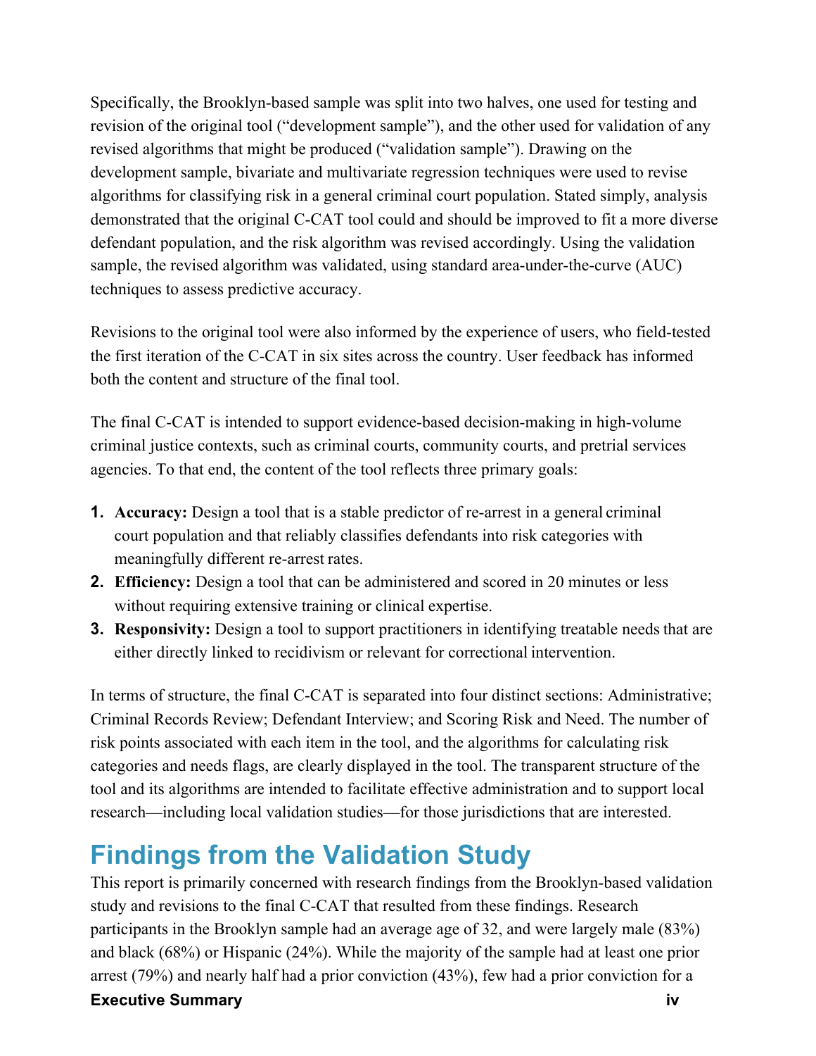Specifically, the Brooklyn-based sample was split into two halves, one used for testing and revision of the original tool ("development sample"), and the other used for validation of any revised algorithms that might be produced ("validation sample"). Drawing on the development sample, bivariate and multivariate regression techniques were used to revise algorithms for classifying risk in a general criminal court population. Stated simply, analysis demonstrated that the original C-CAT tool could and should be improved to fit a more diverse defendant population, and the risk algorithm was revised accordingly. Using the validation sample, the revised algorithm was validated, using standard area-under-the-curve (AUC) techniques to assess predictive accuracy.

Revisions to the original tool were also informed by the experience of users, who field-tested the first iteration of the C-CAT in six sites across the country. User feedback has informed both the content and structure of the final tool.

The final C-CAT is intended to support evidence-based decision-making in high-volume criminal justice contexts, such as criminal courts, community courts, and pretrial services agencies. To that end, the content of the tool reflects three primary goals:

1. **Accuracy:** Design a tool that is a stable predictor of re-arrest in a general criminal court population and that reliably classifies defendants into risk categories with meaningfully different re-arrest rates.
2. **Efficiency:** Design a tool that can be administered and scored in 20 minutes or less without requiring extensive training or clinical expertise.
3. **Responsivity:** Design a tool to support practitioners in identifying treatable needs that are either directly linked to recidivism or relevant for correctional intervention.

In terms of structure, the final C-CAT is separated into four distinct sections: Administrative; Criminal Records Review; Defendant Interview; and Scoring Risk and Need. The number of risk points associated with each item in the tool, and the algorithms for calculating risk categories and needs flags, are clearly displayed in the tool. The transparent structure of the tool and its algorithms are intended to facilitate effective administration and to support local research—including local validation studies—for those jurisdictions that are interested.

## Findings from the Validation Study

This report is primarily concerned with research findings from the Brooklyn-based validation study and revisions to the final C-CAT that resulted from these findings. Research participants in the Brooklyn sample had an average age of 32, and were largely male (83%) and black (68%) or Hispanic (24%). While the majority of the sample had at least one prior arrest (79%) and nearly half had a prior conviction (43%), few had a prior conviction for a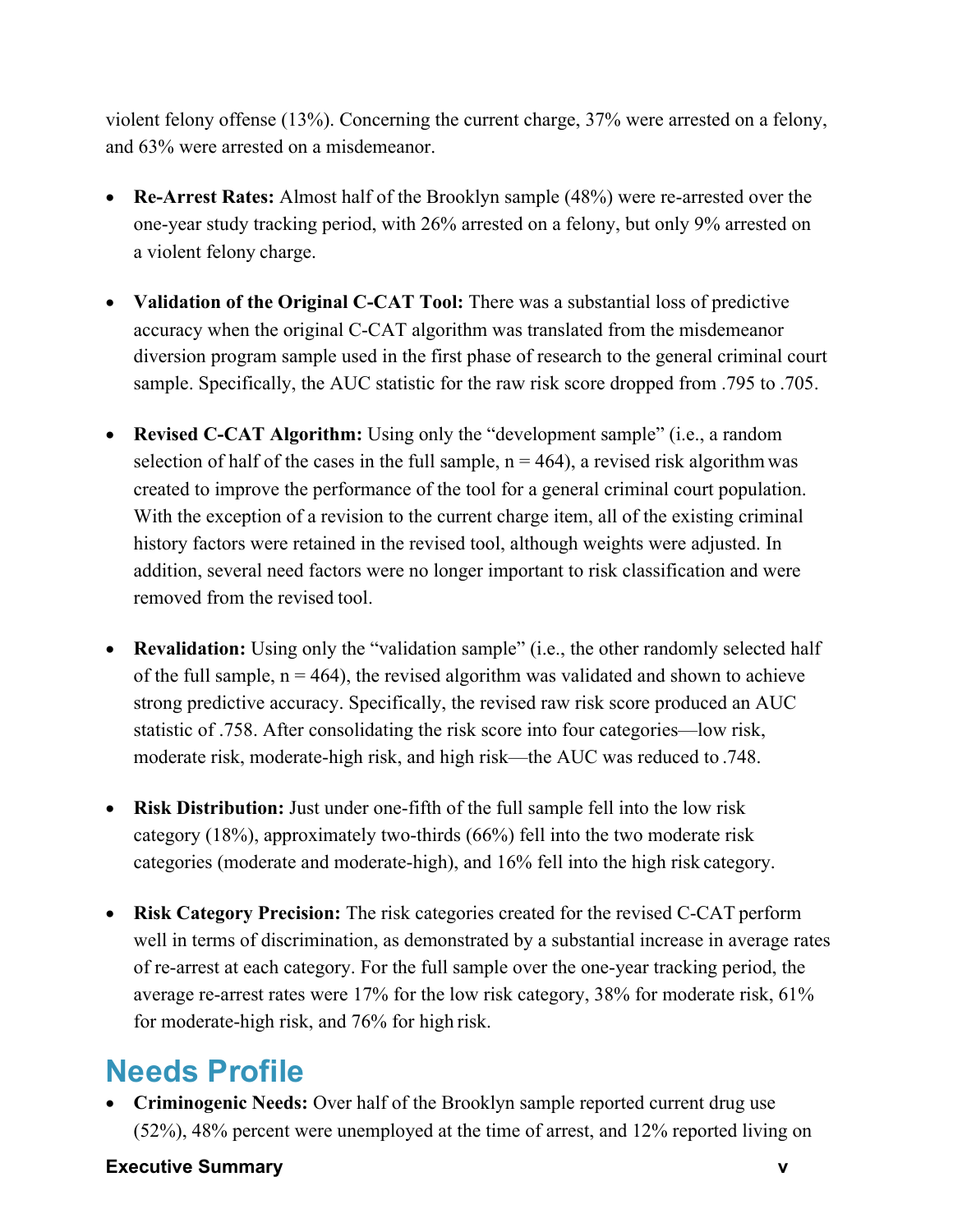violent felony offense (13%). Concerning the current charge, 37% were arrested on a felony, and 63% were arrested on a misdemeanor.

- **Re-Arrest Rates:** Almost half of the Brooklyn sample (48%) were re-arrested over the one-year study tracking period, with 26% arrested on a felony, but only 9% arrested on a violent felony charge.

- **Validation of the Original C-CAT Tool:** There was a substantial loss of predictive accuracy when the original C-CAT algorithm was translated from the misdemeanor diversion program sample used in the first phase of research to the general criminal court sample. Specifically, the AUC statistic for the raw risk score dropped from .795 to .705.

- **Revised C-CAT Algorithm:** Using only the "development sample" (i.e., a random selection of half of the cases in the full sample, n = 464), a revised risk algorithm was created to improve the performance of the tool for a general criminal court population. With the exception of a revision to the current charge item, all of the existing criminal history factors were retained in the revised tool, although weights were adjusted. In addition, several need factors were no longer important to risk classification and were removed from the revised tool.

- **Revalidation:** Using only the "validation sample" (i.e., the other randomly selected half of the full sample, n = 464), the revised algorithm was validated and shown to achieve strong predictive accuracy. Specifically, the revised raw risk score produced an AUC statistic of .758. After consolidating the risk score into four categories—low risk, moderate risk, moderate-high risk, and high risk—the AUC was reduced to .748.

- **Risk Distribution:** Just under one-fifth of the full sample fell into the low risk category (18%), approximately two-thirds (66%) fell into the two moderate risk categories (moderate and moderate-high), and 16% fell into the high risk category.

- **Risk Category Precision:** The risk categories created for the revised C-CAT perform well in terms of discrimination, as demonstrated by a substantial increase in average rates of re-arrest at each category. For the full sample over the one-year tracking period, the average re-arrest rates were 17% for the low risk category, 38% for moderate risk, 61% for moderate-high risk, and 76% for high risk.

## Needs Profile

- **Criminogenic Needs:** Over half of the Brooklyn sample reported current drug use (52%), 48% percent were unemployed at the time of arrest, and 12% reported living on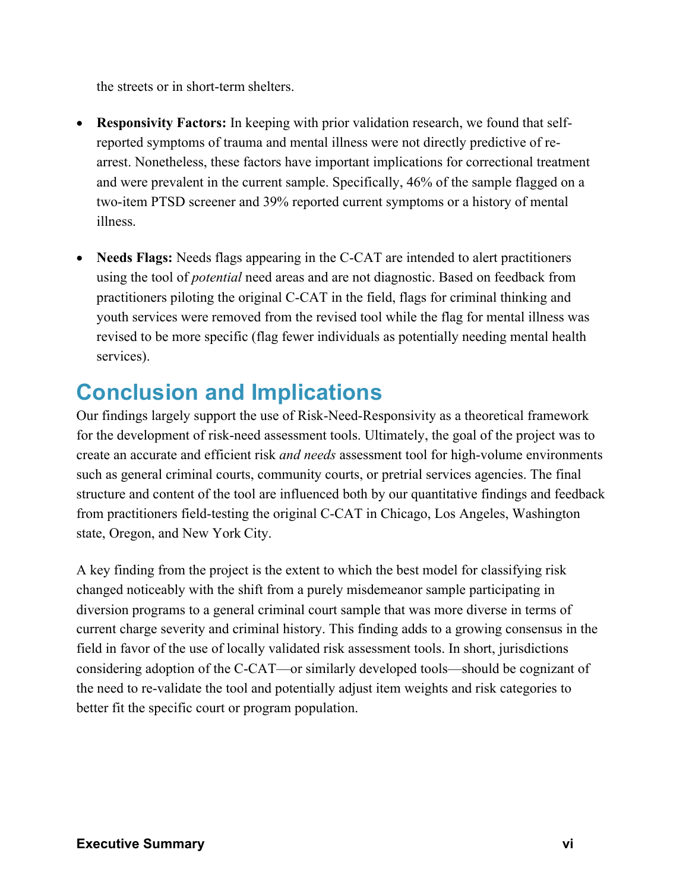the streets or in short-term shelters.

- **Responsivity Factors:** In keeping with prior validation research, we found that self-reported symptoms of trauma and mental illness were not directly predictive of re-arrest. Nonetheless, these factors have important implications for correctional treatment and were prevalent in the current sample. Specifically, 46% of the sample flagged on a two-item PTSD screener and 39% reported current symptoms or a history of mental illness.

- **Needs Flags:** Needs flags appearing in the C-CAT are intended to alert practitioners using the tool of *potential* need areas and are not diagnostic. Based on feedback from practitioners piloting the original C-CAT in the field, flags for criminal thinking and youth services were removed from the revised tool while the flag for mental illness was revised to be more specific (flag fewer individuals as potentially needing mental health services).

## Conclusion and Implications

Our findings largely support the use of Risk-Need-Responsivity as a theoretical framework for the development of risk-need assessment tools. Ultimately, the goal of the project was to create an accurate and efficient risk *and needs* assessment tool for high-volume environments such as general criminal courts, community courts, or pretrial services agencies. The final structure and content of the tool are influenced both by our quantitative findings and feedback from practitioners field-testing the original C-CAT in Chicago, Los Angeles, Washington state, Oregon, and New York City.

A key finding from the project is the extent to which the best model for classifying risk changed noticeably with the shift from a purely misdemeanor sample participating in diversion programs to a general criminal court sample that was more diverse in terms of current charge severity and criminal history. This finding adds to a growing consensus in the field in favor of the use of locally validated risk assessment tools. In short, jurisdictions considering adoption of the C-CAT—or similarly developed tools—should be cognizant of the need to re-validate the tool and potentially adjust item weights and risk categories to better fit the specific court or program population.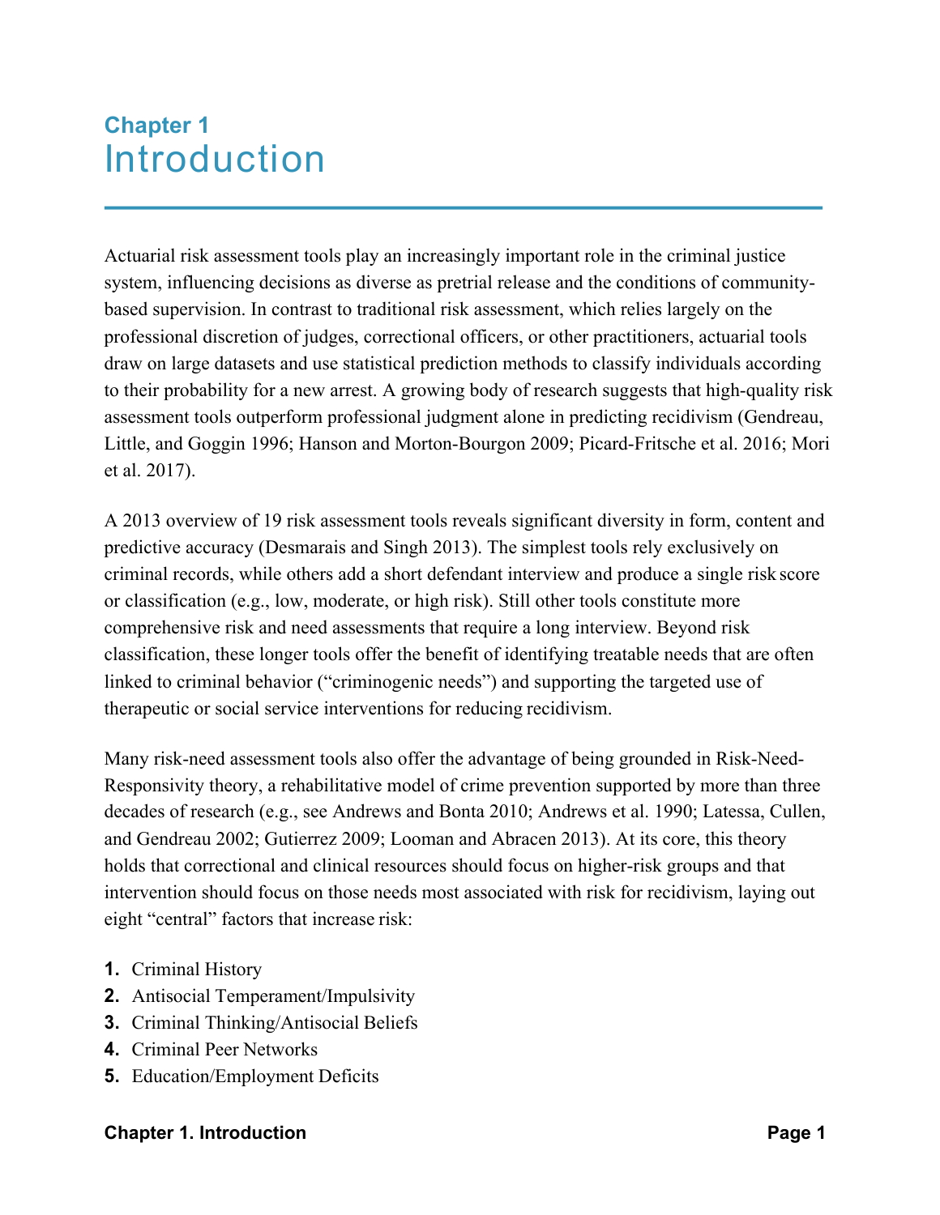# Chapter 1
# Introduction

Actuarial risk assessment tools play an increasingly important role in the criminal justice system, influencing decisions as diverse as pretrial release and the conditions of community-based supervision. In contrast to traditional risk assessment, which relies largely on the professional discretion of judges, correctional officers, or other practitioners, actuarial tools draw on large datasets and use statistical prediction methods to classify individuals according to their probability for a new arrest. A growing body of research suggests that high-quality risk assessment tools outperform professional judgment alone in predicting recidivism (Gendreau, Little, and Goggin 1996; Hanson and Morton-Bourgon 2009; Picard-Fritsche et al. 2016; Mori et al. 2017).

A 2013 overview of 19 risk assessment tools reveals significant diversity in form, content and predictive accuracy (Desmarais and Singh 2013). The simplest tools rely exclusively on criminal records, while others add a short defendant interview and produce a single risk score or classification (e.g., low, moderate, or high risk). Still other tools constitute more comprehensive risk and need assessments that require a long interview. Beyond risk classification, these longer tools offer the benefit of identifying treatable needs that are often linked to criminal behavior ("criminogenic needs") and supporting the targeted use of therapeutic or social service interventions for reducing recidivism.

Many risk-need assessment tools also offer the advantage of being grounded in Risk-Need-Responsivity theory, a rehabilitative model of crime prevention supported by more than three decades of research (e.g., see Andrews and Bonta 2010; Andrews et al. 1990; Latessa, Cullen, and Gendreau 2002; Gutierrez 2009; Looman and Abracen 2013). At its core, this theory holds that correctional and clinical resources should focus on higher-risk groups and that intervention should focus on those needs most associated with risk for recidivism, laying out eight "central" factors that increase risk:

1. Criminal History
2. Antisocial Temperament/Impulsivity
3. Criminal Thinking/Antisocial Beliefs
4. Criminal Peer Networks
5. Education/Employment Deficits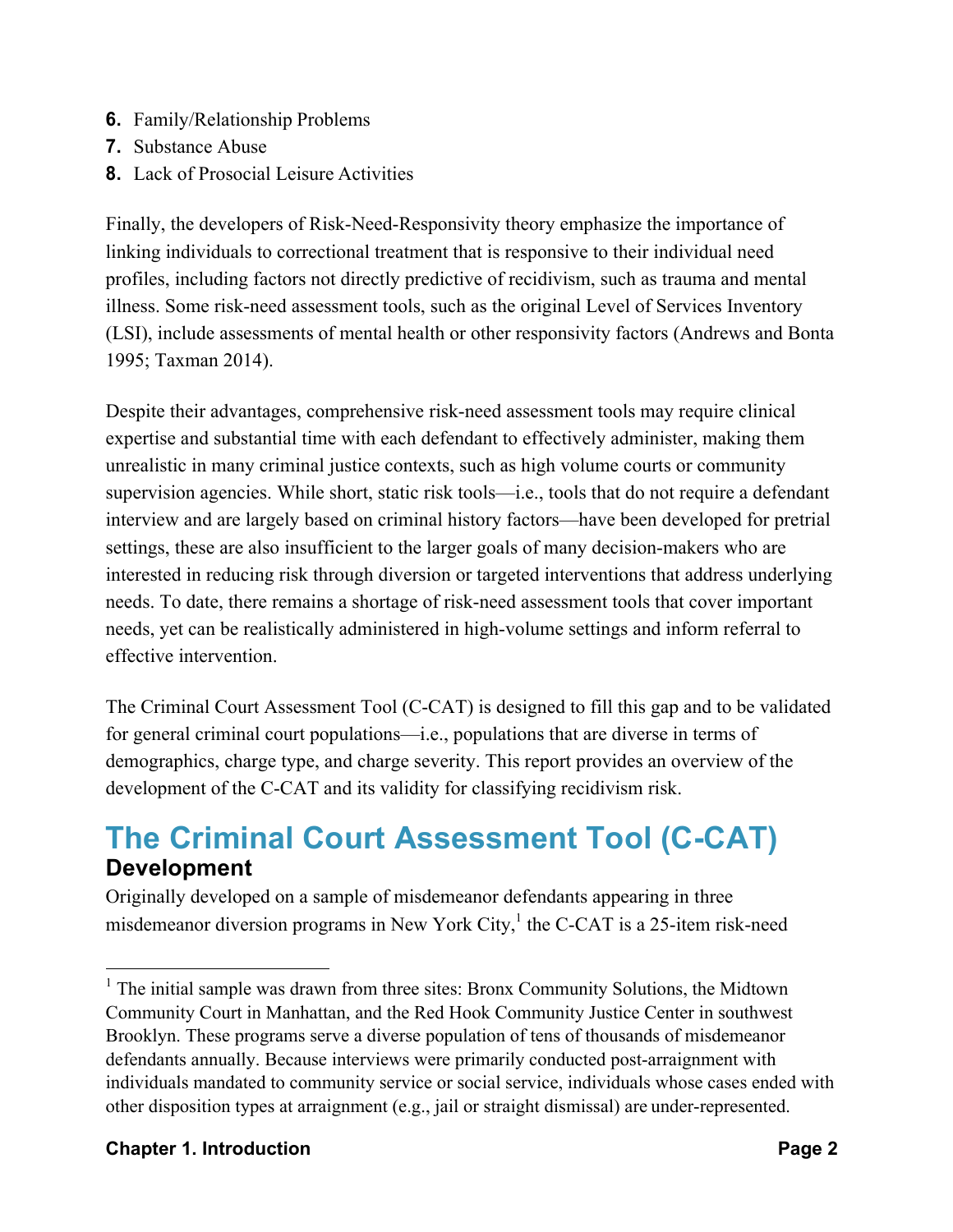6. Family/Relationship Problems
7. Substance Abuse
8. Lack of Prosocial Leisure Activities

Finally, the developers of Risk-Need-Responsivity theory emphasize the importance of linking individuals to correctional treatment that is responsive to their individual need profiles, including factors not directly predictive of recidivism, such as trauma and mental illness. Some risk-need assessment tools, such as the original Level of Services Inventory (LSI), include assessments of mental health or other responsivity factors (Andrews and Bonta 1995; Taxman 2014).

Despite their advantages, comprehensive risk-need assessment tools may require clinical expertise and substantial time with each defendant to effectively administer, making them unrealistic in many criminal justice contexts, such as high volume courts or community supervision agencies. While short, static risk tools—i.e., tools that do not require a defendant interview and are largely based on criminal history factors—have been developed for pretrial settings, these are also insufficient to the larger goals of many decision-makers who are interested in reducing risk through diversion or targeted interventions that address underlying needs. To date, there remains a shortage of risk-need assessment tools that cover important needs, yet can be realistically administered in high-volume settings and inform referral to effective intervention.

The Criminal Court Assessment Tool (C-CAT) is designed to fill this gap and to be validated for general criminal court populations—i.e., populations that are diverse in terms of demographics, charge type, and charge severity. This report provides an overview of the development of the C-CAT and its validity for classifying recidivism risk.

# The Criminal Court Assessment Tool (C-CAT)

## Development

Originally developed on a sample of misdemeanor defendants appearing in three misdemeanor diversion programs in New York City,[1] the C-CAT is a 25-item risk-need

[1] The initial sample was drawn from three sites: Bronx Community Solutions, the Midtown Community Court in Manhattan, and the Red Hook Community Justice Center in southwest Brooklyn. These programs serve a diverse population of tens of thousands of misdemeanor defendants annually. Because interviews were primarily conducted post-arraignment with individuals mandated to community service or social service, individuals whose cases ended with other disposition types at arraignment (e.g., jail or straight dismissal) are under-represented.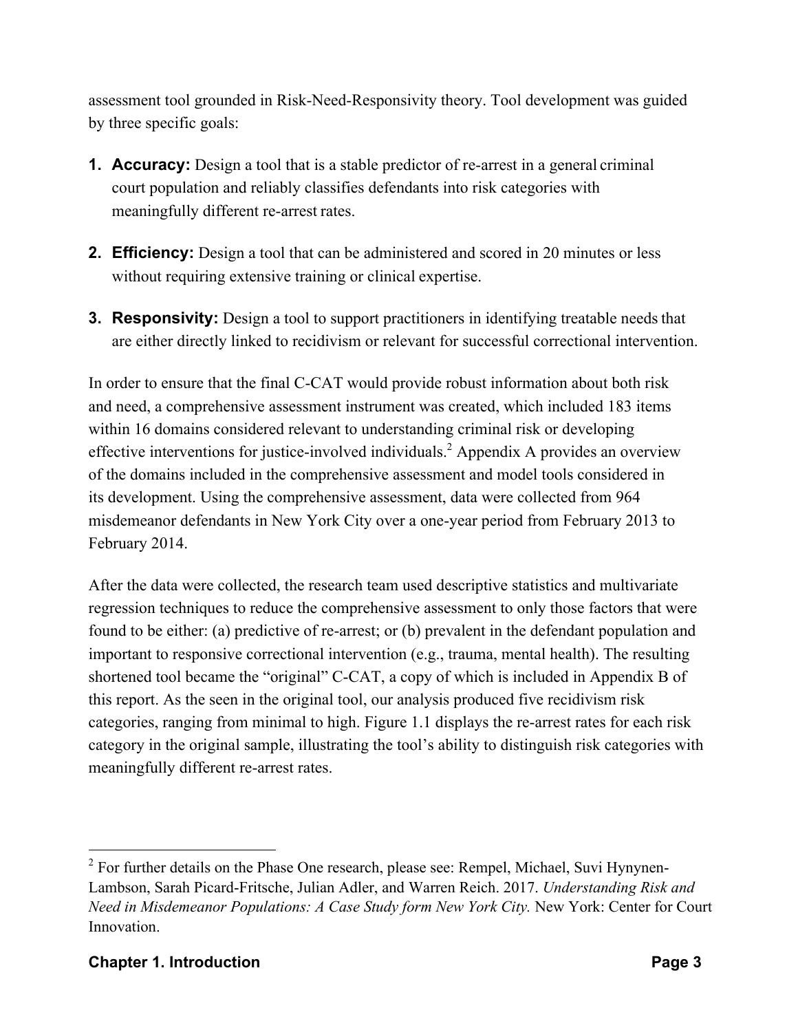assessment tool grounded in Risk-Need-Responsivity theory. Tool development was guided by three specific goals:

1. **Accuracy:** Design a tool that is a stable predictor of re-arrest in a general criminal court population and reliably classifies defendants into risk categories with meaningfully different re-arrest rates.

2. **Efficiency:** Design a tool that can be administered and scored in 20 minutes or less without requiring extensive training or clinical expertise.

3. **Responsivity:** Design a tool to support practitioners in identifying treatable needs that are either directly linked to recidivism or relevant for successful correctional intervention.

In order to ensure that the final C-CAT would provide robust information about both risk and need, a comprehensive assessment instrument was created, which included 183 items within 16 domains considered relevant to understanding criminal risk or developing effective interventions for justice-involved individuals.[2] Appendix A provides an overview of the domains included in the comprehensive assessment and model tools considered in its development. Using the comprehensive assessment, data were collected from 964 misdemeanor defendants in New York City over a one-year period from February 2013 to February 2014.

After the data were collected, the research team used descriptive statistics and multivariate regression techniques to reduce the comprehensive assessment to only those factors that were found to be either: (a) predictive of re-arrest; or (b) prevalent in the defendant population and important to responsive correctional intervention (e.g., trauma, mental health). The resulting shortened tool became the "original" C-CAT, a copy of which is included in Appendix B of this report. As the seen in the original tool, our analysis produced five recidivism risk categories, ranging from minimal to high. Figure 1.1 displays the re-arrest rates for each risk category in the original sample, illustrating the tool's ability to distinguish risk categories with meaningfully different re-arrest rates.

---

[2] For further details on the Phase One research, please see: Rempel, Michael, Suvi Hynynen-Lambson, Sarah Picard-Fritsche, Julian Adler, and Warren Reich. 2017. *Understanding Risk and Need in Misdemeanor Populations: A Case Study form New York City.* New York: Center for Court Innovation.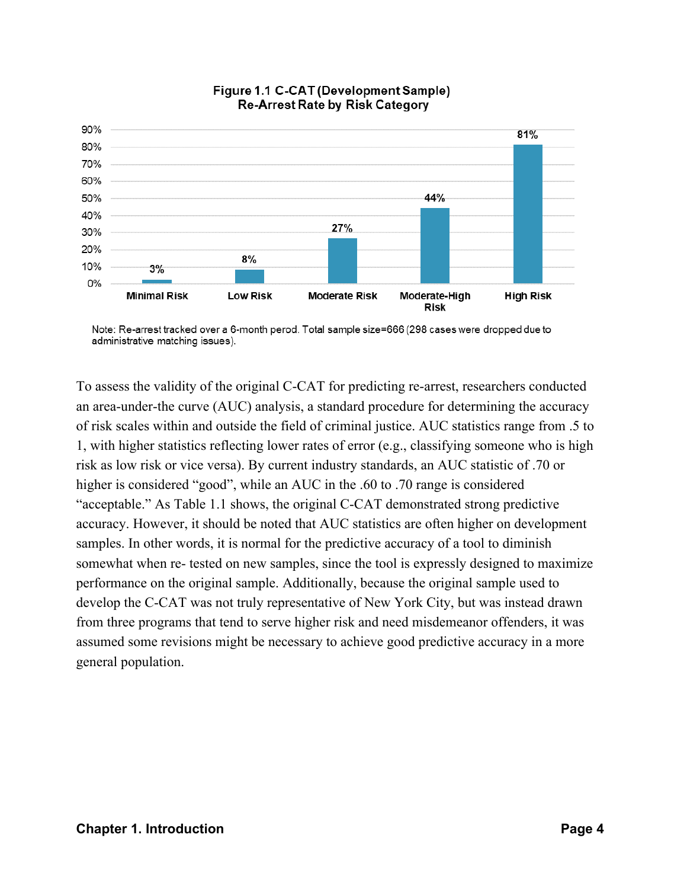**Figure 1.1 C-CAT (Development Sample) Re-Arrest Rate by Risk Category**

| Risk Category | Re-Arrest Rate |
|---|---|
| Minimal Risk | 3% |
| Low Risk | 8% |
| Moderate Risk | 27% |
| Moderate-High Risk | 44% |
| High Risk | 81% |

Note: Re-arrest tracked over a 6-month perod. Total sample size=666 (298 cases were dropped due to administrative matching issues).

To assess the validity of the original C-CAT for predicting re-arrest, researchers conducted an area-under-the curve (AUC) analysis, a standard procedure for determining the accuracy of risk scales within and outside the field of criminal justice. AUC statistics range from .5 to 1, with higher statistics reflecting lower rates of error (e.g., classifying someone who is high risk as low risk or vice versa). By current industry standards, an AUC statistic of .70 or higher is considered "good", while an AUC in the .60 to .70 range is considered "acceptable." As Table 1.1 shows, the original C-CAT demonstrated strong predictive accuracy. However, it should be noted that AUC statistics are often higher on development samples. In other words, it is normal for the predictive accuracy of a tool to diminish somewhat when re- tested on new samples, since the tool is expressly designed to maximize performance on the original sample. Additionally, because the original sample used to develop the C-CAT was not truly representative of New York City, but was instead drawn from three programs that tend to serve higher risk and need misdemeanor offenders, it was assumed some revisions might be necessary to achieve good predictive accuracy in a more general population.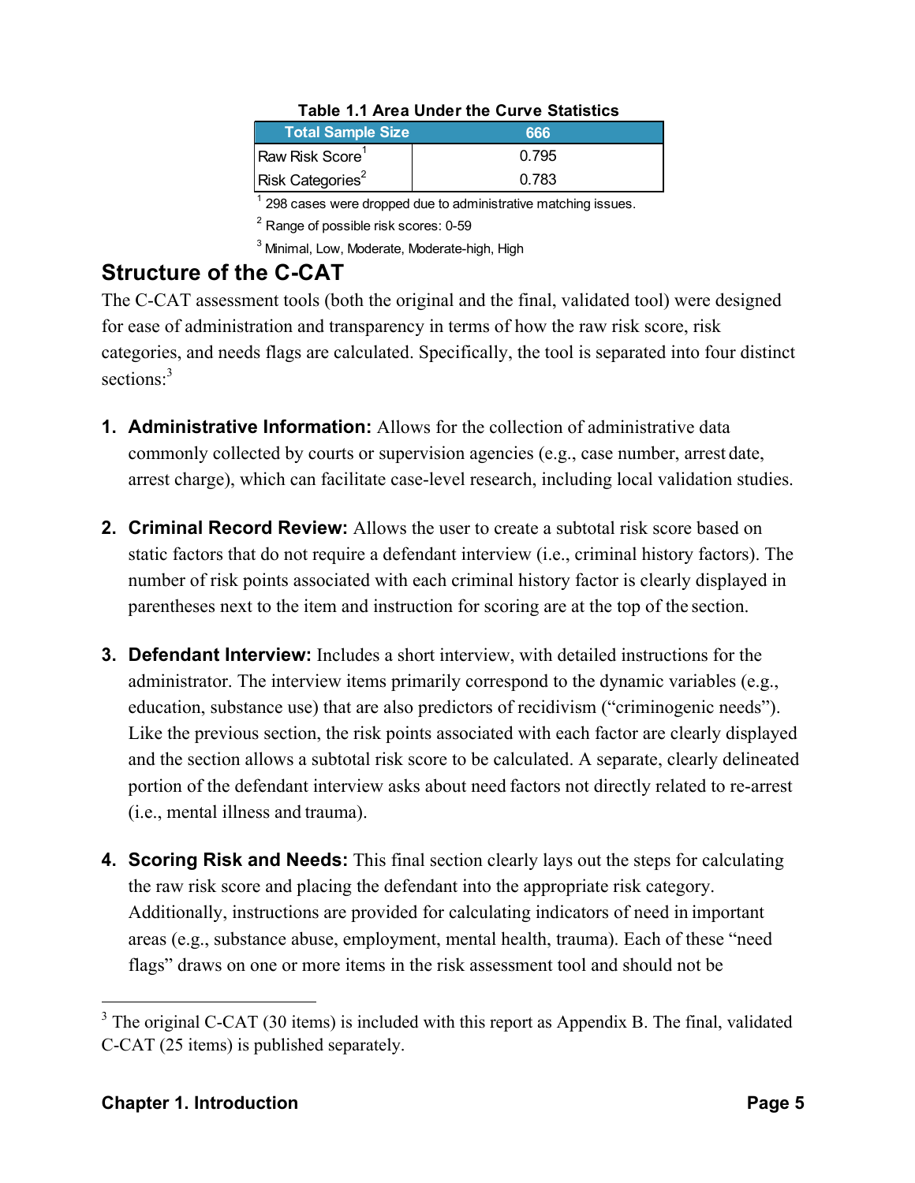**Table 1.1 Area Under the Curve Statistics**

| Total Sample Size | 666 |
|---|---|
| Raw Risk Score[1] | 0.795 |
| Risk Categories[2] | 0.783 |

[1] 298 cases were dropped due to administrative matching issues.

[2] Range of possible risk scores: 0-59

[3] Minimal, Low, Moderate, Moderate-high, High

## Structure of the C-CAT

The C-CAT assessment tools (both the original and the final, validated tool) were designed for ease of administration and transparency in terms of how the raw risk score, risk categories, and needs flags are calculated. Specifically, the tool is separated into four distinct sections:[3]

1. **Administrative Information:** Allows for the collection of administrative data commonly collected by courts or supervision agencies (e.g., case number, arrest date, arrest charge), which can facilitate case-level research, including local validation studies.

2. **Criminal Record Review:** Allows the user to create a subtotal risk score based on static factors that do not require a defendant interview (i.e., criminal history factors). The number of risk points associated with each criminal history factor is clearly displayed in parentheses next to the item and instruction for scoring are at the top of the section.

3. **Defendant Interview:** Includes a short interview, with detailed instructions for the administrator. The interview items primarily correspond to the dynamic variables (e.g., education, substance use) that are also predictors of recidivism ("criminogenic needs"). Like the previous section, the risk points associated with each factor are clearly displayed and the section allows a subtotal risk score to be calculated. A separate, clearly delineated portion of the defendant interview asks about need factors not directly related to re-arrest (i.e., mental illness and trauma).

4. **Scoring Risk and Needs:** This final section clearly lays out the steps for calculating the raw risk score and placing the defendant into the appropriate risk category. Additionally, instructions are provided for calculating indicators of need in important areas (e.g., substance abuse, employment, mental health, trauma). Each of these "need flags" draws on one or more items in the risk assessment tool and should not be

[3] The original C-CAT (30 items) is included with this report as Appendix B. The final, validated C-CAT (25 items) is published separately.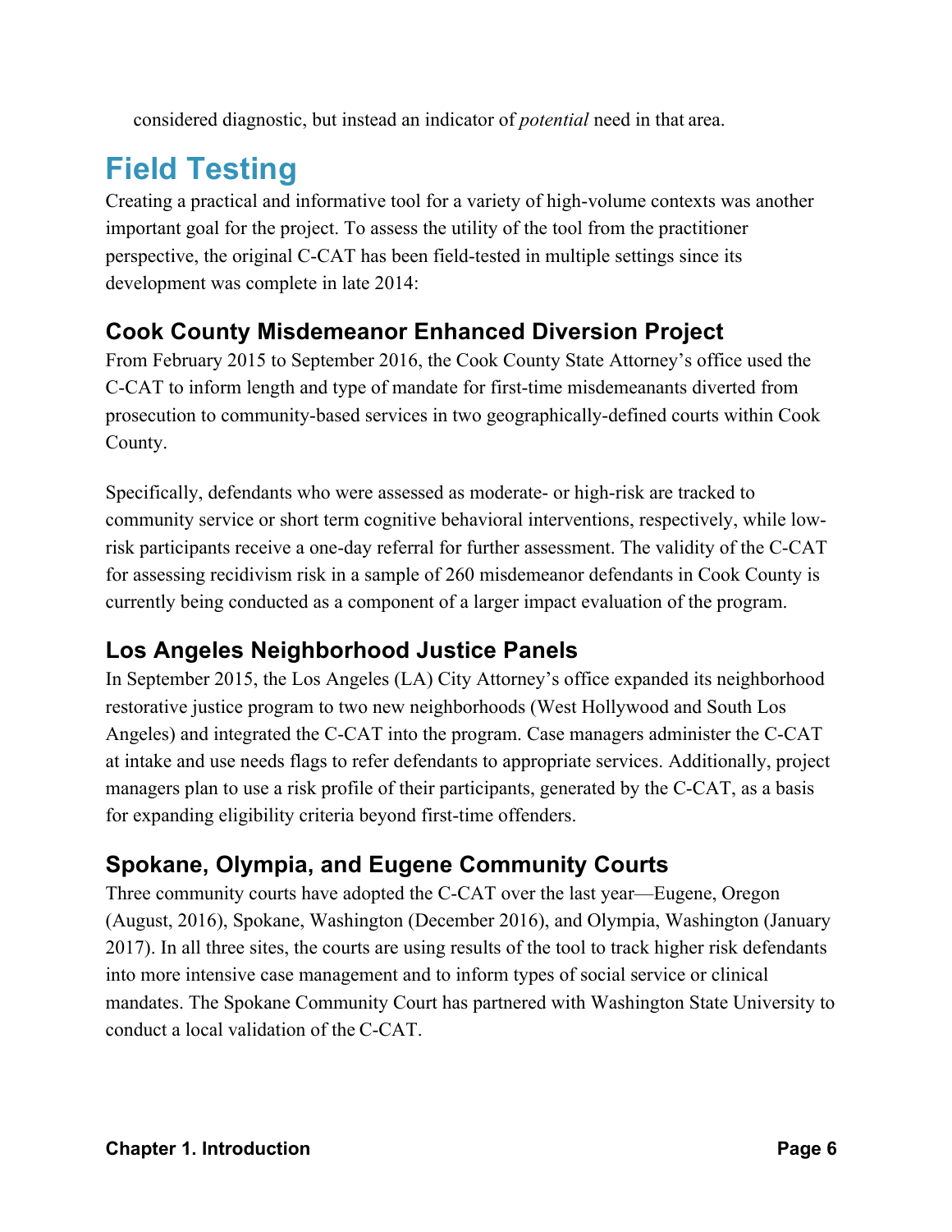considered diagnostic, but instead an indicator of *potential* need in that area.

# Field Testing

Creating a practical and informative tool for a variety of high-volume contexts was another important goal for the project. To assess the utility of the tool from the practitioner perspective, the original C-CAT has been field-tested in multiple settings since its development was complete in late 2014:

## Cook County Misdemeanor Enhanced Diversion Project

From February 2015 to September 2016, the Cook County State Attorney's office used the C-CAT to inform length and type of mandate for first-time misdemeanants diverted from prosecution to community-based services in two geographically-defined courts within Cook County.

Specifically, defendants who were assessed as moderate- or high-risk are tracked to community service or short term cognitive behavioral interventions, respectively, while low-risk participants receive a one-day referral for further assessment. The validity of the C-CAT for assessing recidivism risk in a sample of 260 misdemeanor defendants in Cook County is currently being conducted as a component of a larger impact evaluation of the program.

## Los Angeles Neighborhood Justice Panels

In September 2015, the Los Angeles (LA) City Attorney's office expanded its neighborhood restorative justice program to two new neighborhoods (West Hollywood and South Los Angeles) and integrated the C-CAT into the program. Case managers administer the C-CAT at intake and use needs flags to refer defendants to appropriate services. Additionally, project managers plan to use a risk profile of their participants, generated by the C-CAT, as a basis for expanding eligibility criteria beyond first-time offenders.

## Spokane, Olympia, and Eugene Community Courts

Three community courts have adopted the C-CAT over the last year—Eugene, Oregon (August, 2016), Spokane, Washington (December 2016), and Olympia, Washington (January 2017). In all three sites, the courts are using results of the tool to track higher risk defendants into more intensive case management and to inform types of social service or clinical mandates. The Spokane Community Court has partnered with Washington State University to conduct a local validation of the C-CAT.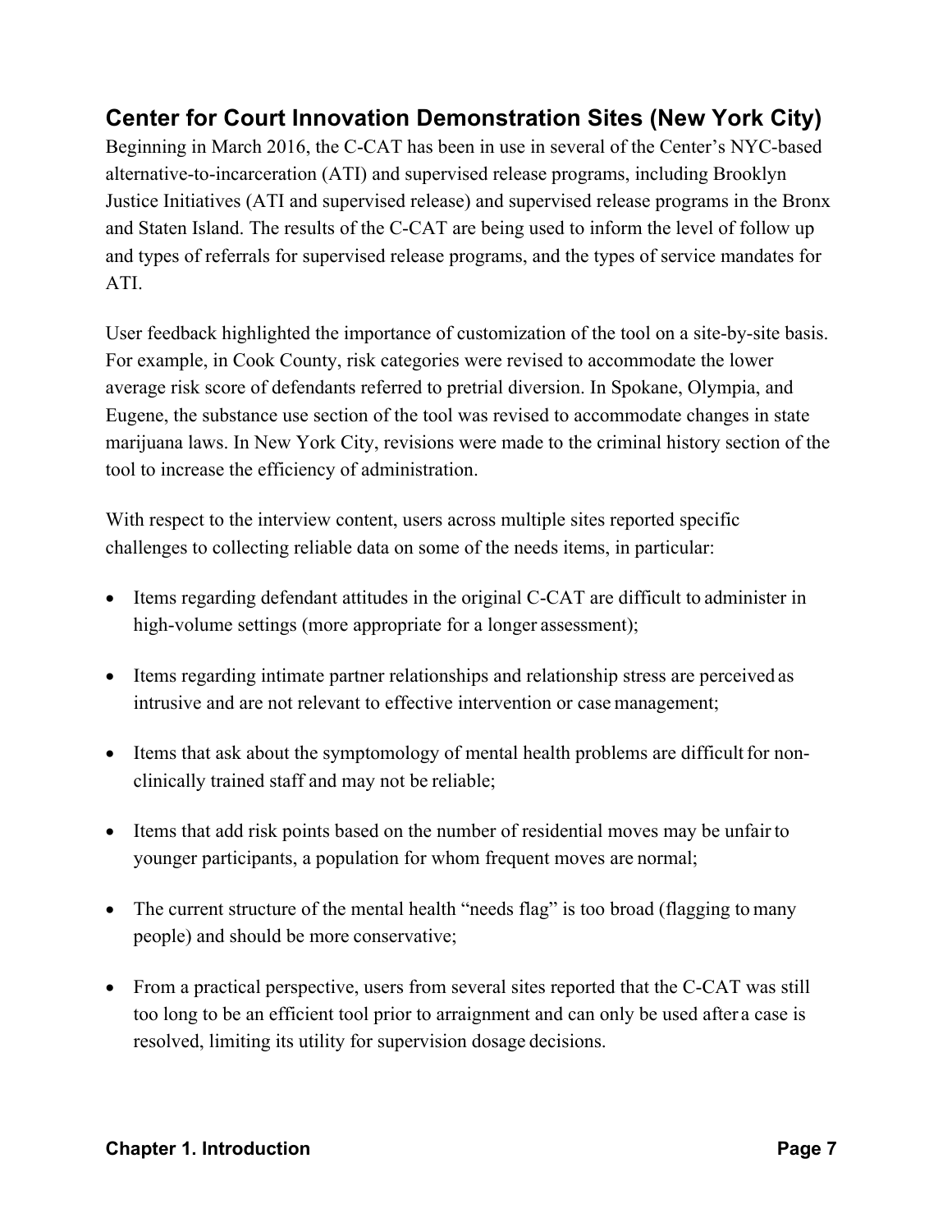## Center for Court Innovation Demonstration Sites (New York City)

Beginning in March 2016, the C-CAT has been in use in several of the Center's NYC-based alternative-to-incarceration (ATI) and supervised release programs, including Brooklyn Justice Initiatives (ATI and supervised release) and supervised release programs in the Bronx and Staten Island. The results of the C-CAT are being used to inform the level of follow up and types of referrals for supervised release programs, and the types of service mandates for ATI.

User feedback highlighted the importance of customization of the tool on a site-by-site basis. For example, in Cook County, risk categories were revised to accommodate the lower average risk score of defendants referred to pretrial diversion. In Spokane, Olympia, and Eugene, the substance use section of the tool was revised to accommodate changes in state marijuana laws. In New York City, revisions were made to the criminal history section of the tool to increase the efficiency of administration.

With respect to the interview content, users across multiple sites reported specific challenges to collecting reliable data on some of the needs items, in particular:

- Items regarding defendant attitudes in the original C-CAT are difficult to administer in high-volume settings (more appropriate for a longer assessment);
- Items regarding intimate partner relationships and relationship stress are perceived as intrusive and are not relevant to effective intervention or case management;
- Items that ask about the symptomology of mental health problems are difficult for non-clinically trained staff and may not be reliable;
- Items that add risk points based on the number of residential moves may be unfair to younger participants, a population for whom frequent moves are normal;
- The current structure of the mental health "needs flag" is too broad (flagging to many people) and should be more conservative;
- From a practical perspective, users from several sites reported that the C-CAT was still too long to be an efficient tool prior to arraignment and can only be used after a case is resolved, limiting its utility for supervision dosage decisions.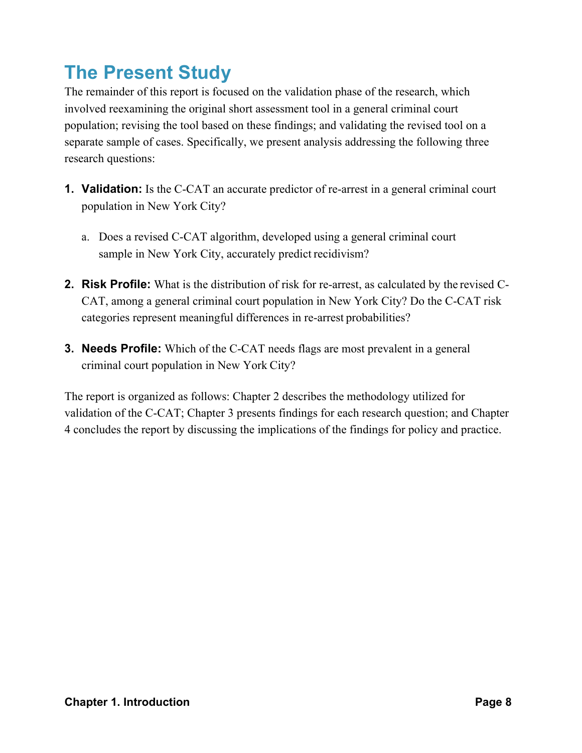# The Present Study

The remainder of this report is focused on the validation phase of the research, which involved reexamining the original short assessment tool in a general criminal court population; revising the tool based on these findings; and validating the revised tool on a separate sample of cases. Specifically, we present analysis addressing the following three research questions:

1. **Validation:** Is the C-CAT an accurate predictor of re-arrest in a general criminal court population in New York City?

   a. Does a revised C-CAT algorithm, developed using a general criminal court sample in New York City, accurately predict recidivism?

2. **Risk Profile:** What is the distribution of risk for re-arrest, as calculated by the revised C-CAT, among a general criminal court population in New York City? Do the C-CAT risk categories represent meaningful differences in re-arrest probabilities?

3. **Needs Profile:** Which of the C-CAT needs flags are most prevalent in a general criminal court population in New York City?

The report is organized as follows: Chapter 2 describes the methodology utilized for validation of the C-CAT; Chapter 3 presents findings for each research question; and Chapter 4 concludes the report by discussing the implications of the findings for policy and practice.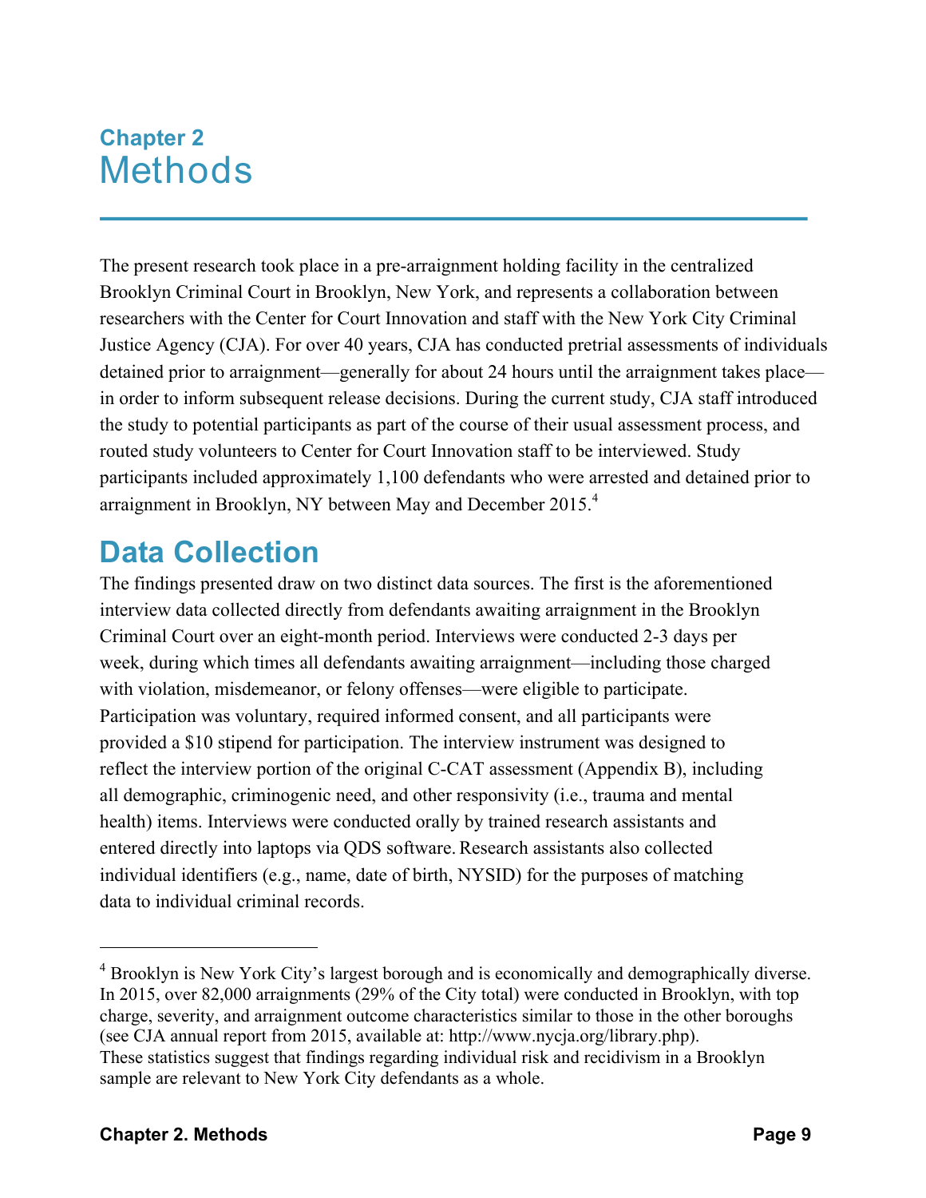# Chapter 2
# Methods

The present research took place in a pre-arraignment holding facility in the centralized Brooklyn Criminal Court in Brooklyn, New York, and represents a collaboration between researchers with the Center for Court Innovation and staff with the New York City Criminal Justice Agency (CJA). For over 40 years, CJA has conducted pretrial assessments of individuals detained prior to arraignment—generally for about 24 hours until the arraignment takes place—in order to inform subsequent release decisions. During the current study, CJA staff introduced the study to potential participants as part of the course of their usual assessment process, and routed study volunteers to Center for Court Innovation staff to be interviewed. Study participants included approximately 1,100 defendants who were arrested and detained prior to arraignment in Brooklyn, NY between May and December 2015.[4]

## Data Collection

The findings presented draw on two distinct data sources. The first is the aforementioned interview data collected directly from defendants awaiting arraignment in the Brooklyn Criminal Court over an eight-month period. Interviews were conducted 2-3 days per week, during which times all defendants awaiting arraignment—including those charged with violation, misdemeanor, or felony offenses—were eligible to participate. Participation was voluntary, required informed consent, and all participants were provided a $10 stipend for participation. The interview instrument was designed to reflect the interview portion of the original C-CAT assessment (Appendix B), including all demographic, criminogenic need, and other responsivity (i.e., trauma and mental health) items. Interviews were conducted orally by trained research assistants and entered directly into laptops via QDS software. Research assistants also collected individual identifiers (e.g., name, date of birth, NYSID) for the purposes of matching data to individual criminal records.

---

[4] Brooklyn is New York City's largest borough and is economically and demographically diverse. In 2015, over 82,000 arraignments (29% of the City total) were conducted in Brooklyn, with top charge, severity, and arraignment outcome characteristics similar to those in the other boroughs (see CJA annual report from 2015, available at: http://www.nycja.org/library.php). These statistics suggest that findings regarding individual risk and recidivism in a Brooklyn sample are relevant to New York City defendants as a whole.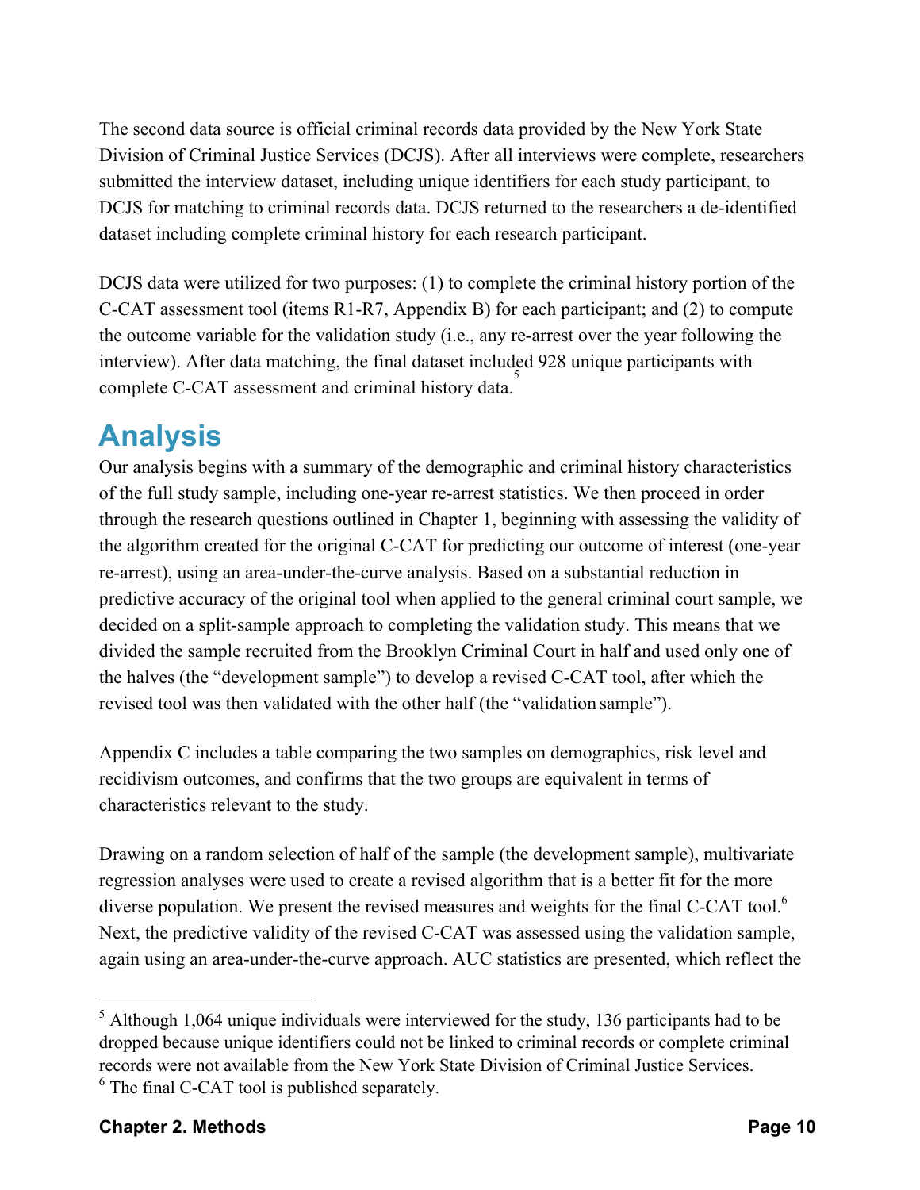The second data source is official criminal records data provided by the New York State Division of Criminal Justice Services (DCJS). After all interviews were complete, researchers submitted the interview dataset, including unique identifiers for each study participant, to DCJS for matching to criminal records data. DCJS returned to the researchers a de-identified dataset including complete criminal history for each research participant.

DCJS data were utilized for two purposes: (1) to complete the criminal history portion of the C-CAT assessment tool (items R1-R7, Appendix B) for each participant; and (2) to compute the outcome variable for the validation study (i.e., any re-arrest over the year following the interview). After data matching, the final dataset included 928 unique participants with complete C-CAT assessment and criminal history data.[5]

## Analysis

Our analysis begins with a summary of the demographic and criminal history characteristics of the full study sample, including one-year re-arrest statistics. We then proceed in order through the research questions outlined in Chapter 1, beginning with assessing the validity of the algorithm created for the original C-CAT for predicting our outcome of interest (one-year re-arrest), using an area-under-the-curve analysis. Based on a substantial reduction in predictive accuracy of the original tool when applied to the general criminal court sample, we decided on a split-sample approach to completing the validation study. This means that we divided the sample recruited from the Brooklyn Criminal Court in half and used only one of the halves (the "development sample") to develop a revised C-CAT tool, after which the revised tool was then validated with the other half (the "validation sample").

Appendix C includes a table comparing the two samples on demographics, risk level and recidivism outcomes, and confirms that the two groups are equivalent in terms of characteristics relevant to the study.

Drawing on a random selection of half of the sample (the development sample), multivariate regression analyses were used to create a revised algorithm that is a better fit for the more diverse population. We present the revised measures and weights for the final C-CAT tool.[6] Next, the predictive validity of the revised C-CAT was assessed using the validation sample, again using an area-under-the-curve approach. AUC statistics are presented, which reflect the

---

[5] Although 1,064 unique individuals were interviewed for the study, 136 participants had to be dropped because unique identifiers could not be linked to criminal records or complete criminal records were not available from the New York State Division of Criminal Justice Services.

[6] The final C-CAT tool is published separately.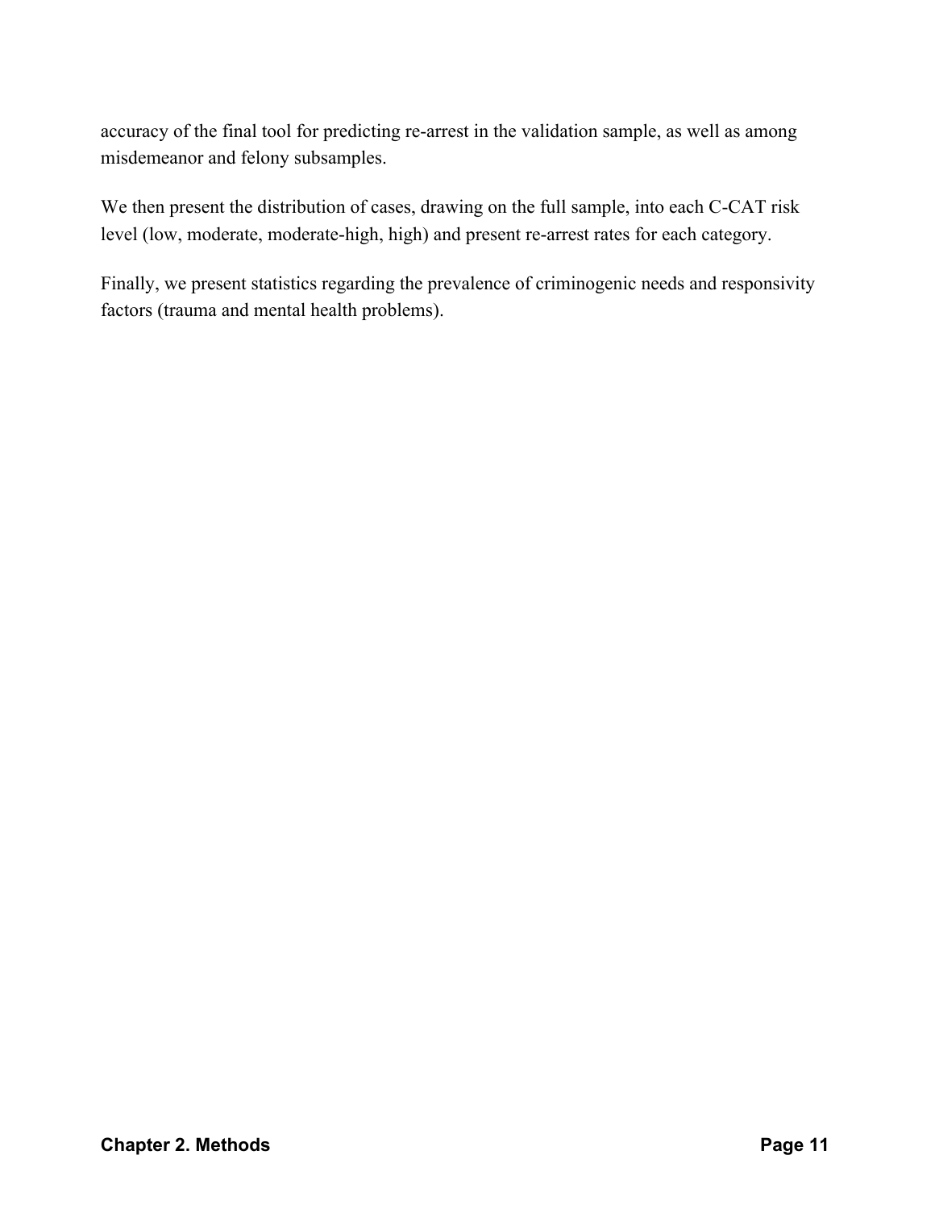accuracy of the final tool for predicting re-arrest in the validation sample, as well as among misdemeanor and felony subsamples.

We then present the distribution of cases, drawing on the full sample, into each C-CAT risk level (low, moderate, moderate-high, high) and present re-arrest rates for each category.

Finally, we present statistics regarding the prevalence of criminogenic needs and responsivity factors (trauma and mental health problems).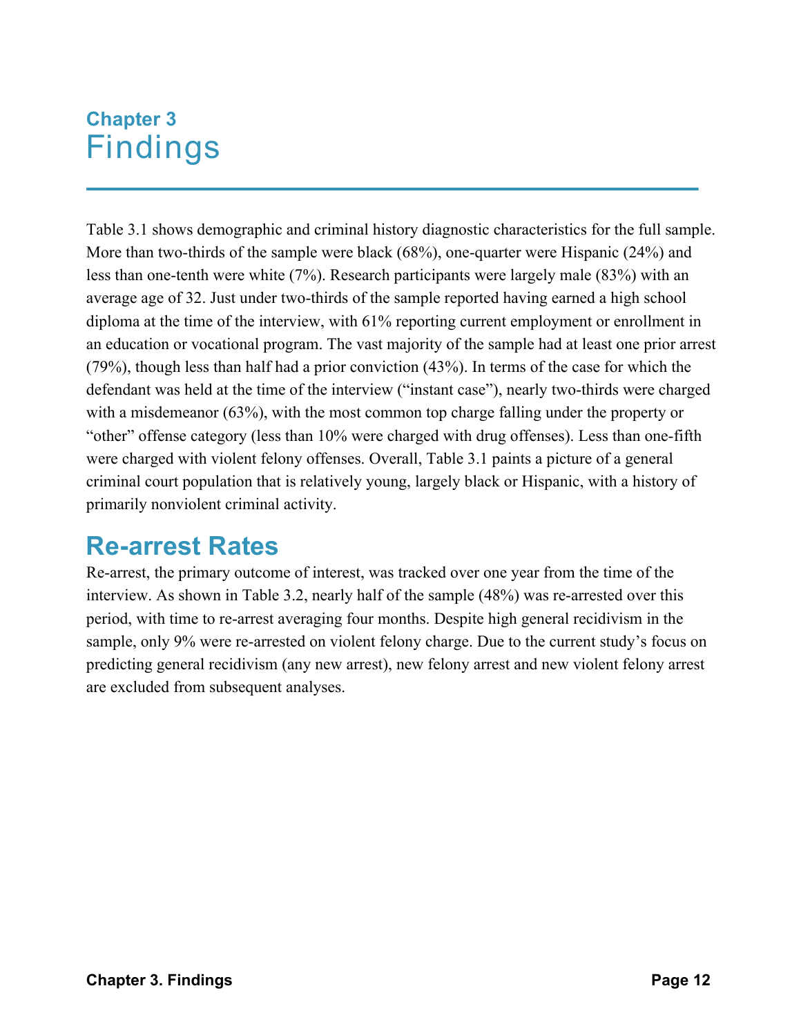# Chapter 3
# Findings

Table 3.1 shows demographic and criminal history diagnostic characteristics for the full sample. More than two-thirds of the sample were black (68%), one-quarter were Hispanic (24%) and less than one-tenth were white (7%). Research participants were largely male (83%) with an average age of 32. Just under two-thirds of the sample reported having earned a high school diploma at the time of the interview, with 61% reporting current employment or enrollment in an education or vocational program. The vast majority of the sample had at least one prior arrest (79%), though less than half had a prior conviction (43%). In terms of the case for which the defendant was held at the time of the interview ("instant case"), nearly two-thirds were charged with a misdemeanor (63%), with the most common top charge falling under the property or "other" offense category (less than 10% were charged with drug offenses). Less than one-fifth were charged with violent felony offenses. Overall, Table 3.1 paints a picture of a general criminal court population that is relatively young, largely black or Hispanic, with a history of primarily nonviolent criminal activity.

## Re-arrest Rates

Re-arrest, the primary outcome of interest, was tracked over one year from the time of the interview. As shown in Table 3.2, nearly half of the sample (48%) was re-arrested over this period, with time to re-arrest averaging four months. Despite high general recidivism in the sample, only 9% were re-arrested on violent felony charge. Due to the current study's focus on predicting general recidivism (any new arrest), new felony arrest and new violent felony arrest are excluded from subsequent analyses.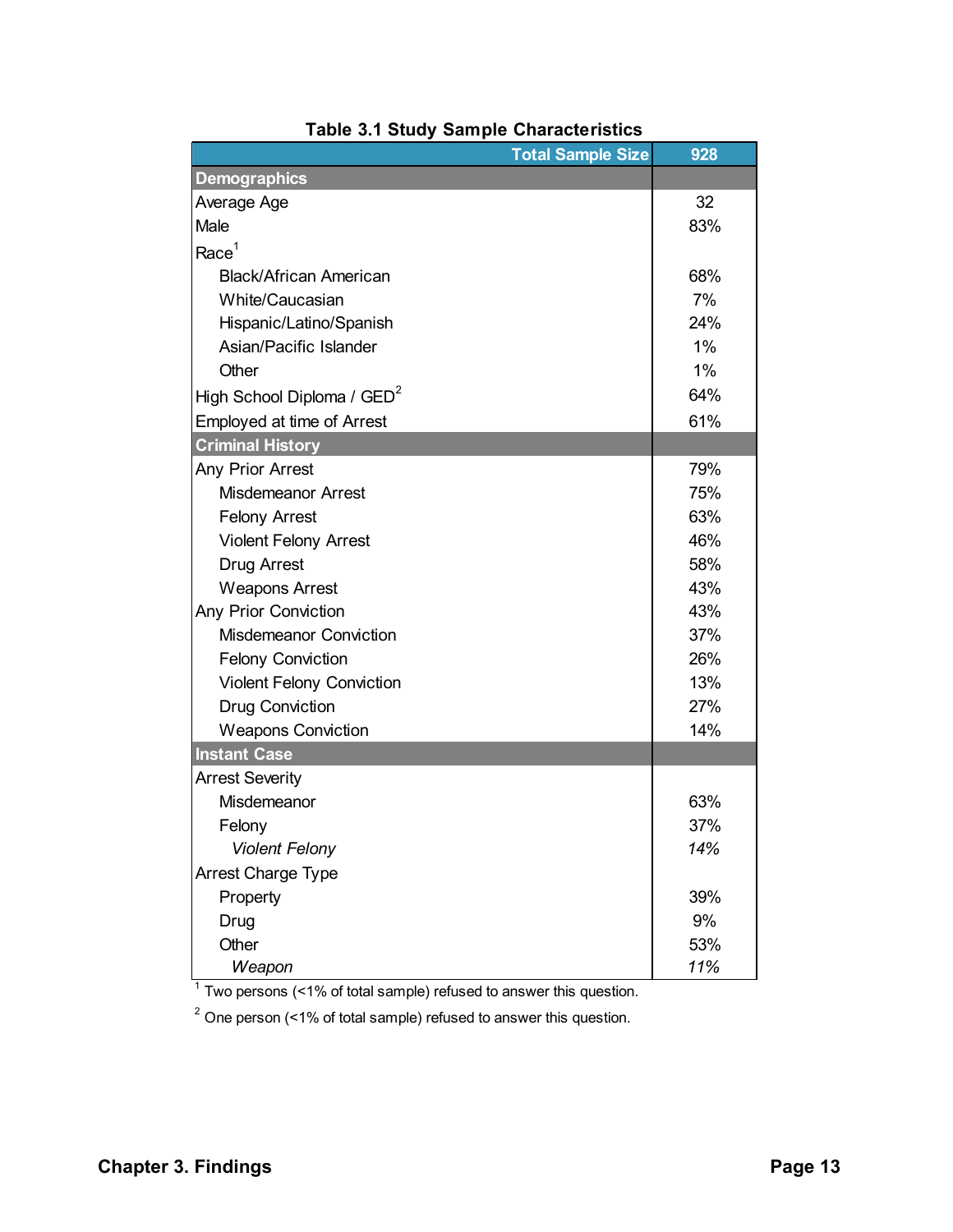**Table 3.1 Study Sample Characteristics**

| Total Sample Size | 928 |
|---|---|
| **Demographics** | |
| Average Age | 32 |
| Male | 83% |
| Race[1] | |
| Black/African American | 68% |
| White/Caucasian | 7% |
| Hispanic/Latino/Spanish | 24% |
| Asian/Pacific Islander | 1% |
| Other | 1% |
| High School Diploma / GED[2] | 64% |
| Employed at time of Arrest | 61% |
| **Criminal History** | |
| Any Prior Arrest | 79% |
| Misdemeanor Arrest | 75% |
| Felony Arrest | 63% |
| Violent Felony Arrest | 46% |
| Drug Arrest | 58% |
| Weapons Arrest | 43% |
| Any Prior Conviction | 43% |
| Misdemeanor Conviction | 37% |
| Felony Conviction | 26% |
| Violent Felony Conviction | 13% |
| Drug Conviction | 27% |
| Weapons Conviction | 14% |
| **Instant Case** | |
| Arrest Severity | |
| Misdemeanor | 63% |
| Felony | 37% |
| *Violent Felony* | *14%* |
| Arrest Charge Type | |
| Property | 39% |
| Drug | 9% |
| Other | 53% |
| *Weapon* | *11%* |

[1] Two persons (<1% of total sample) refused to answer this question.

[2] One person (<1% of total sample) refused to answer this question.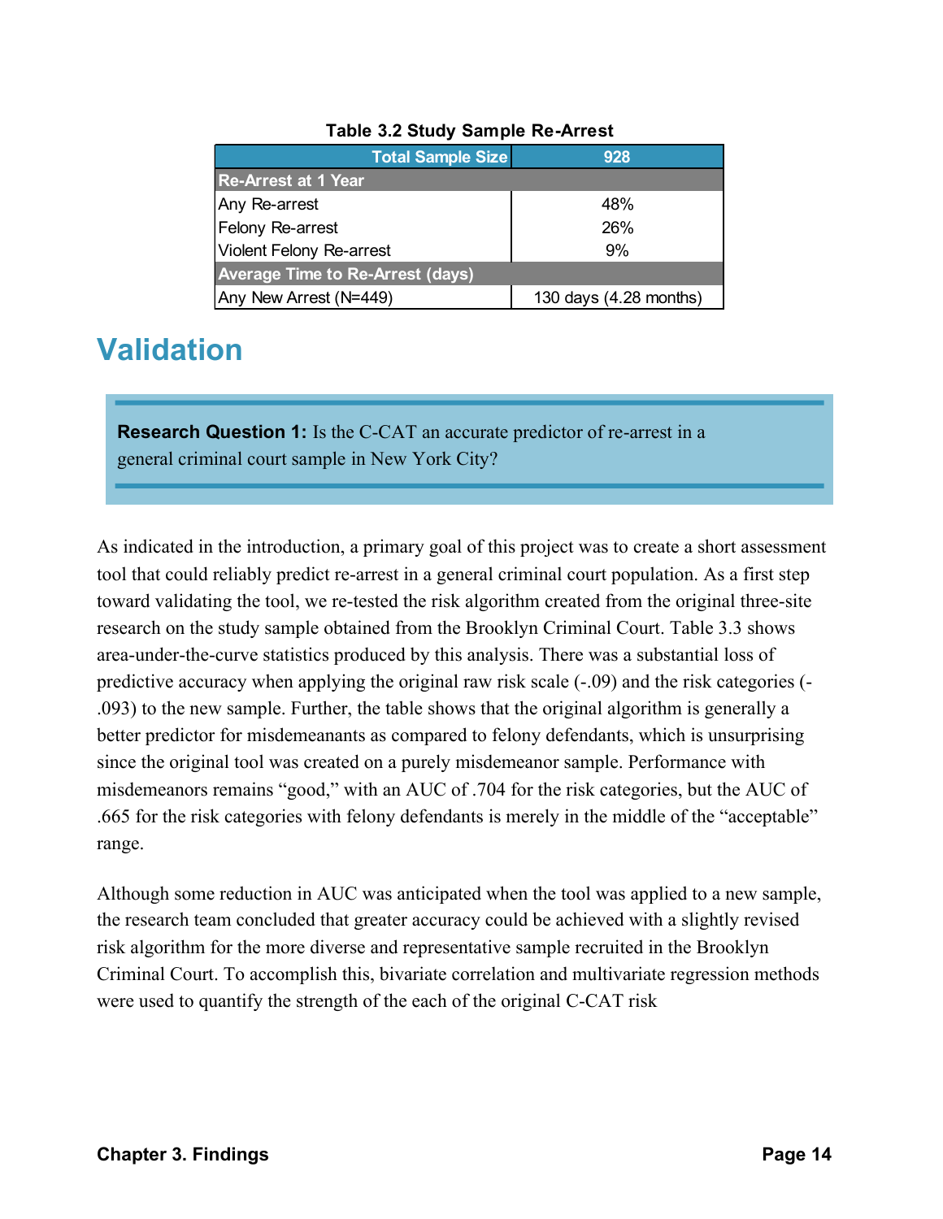**Table 3.2 Study Sample Re-Arrest**

| Total Sample Size | 928 |
|---|---|
| **Re-Arrest at 1 Year** | |
| Any Re-arrest | 48% |
| Felony Re-arrest | 26% |
| Violent Felony Re-arrest | 9% |
| **Average Time to Re-Arrest (days)** | |
| Any New Arrest (N=449) | 130 days (4.28 months) |

## Validation

> **Research Question 1:** Is the C-CAT an accurate predictor of re-arrest in a general criminal court sample in New York City?

As indicated in the introduction, a primary goal of this project was to create a short assessment tool that could reliably predict re-arrest in a general criminal court population. As a first step toward validating the tool, we re-tested the risk algorithm created from the original three-site research on the study sample obtained from the Brooklyn Criminal Court. Table 3.3 shows area-under-the-curve statistics produced by this analysis. There was a substantial loss of predictive accuracy when applying the original raw risk scale (-.09) and the risk categories (-.093) to the new sample. Further, the table shows that the original algorithm is generally a better predictor for misdemeanants as compared to felony defendants, which is unsurprising since the original tool was created on a purely misdemeanor sample. Performance with misdemeanors remains "good," with an AUC of .704 for the risk categories, but the AUC of .665 for the risk categories with felony defendants is merely in the middle of the "acceptable" range.

Although some reduction in AUC was anticipated when the tool was applied to a new sample, the research team concluded that greater accuracy could be achieved with a slightly revised risk algorithm for the more diverse and representative sample recruited in the Brooklyn Criminal Court. To accomplish this, bivariate correlation and multivariate regression methods were used to quantify the strength of the each of the original C-CAT risk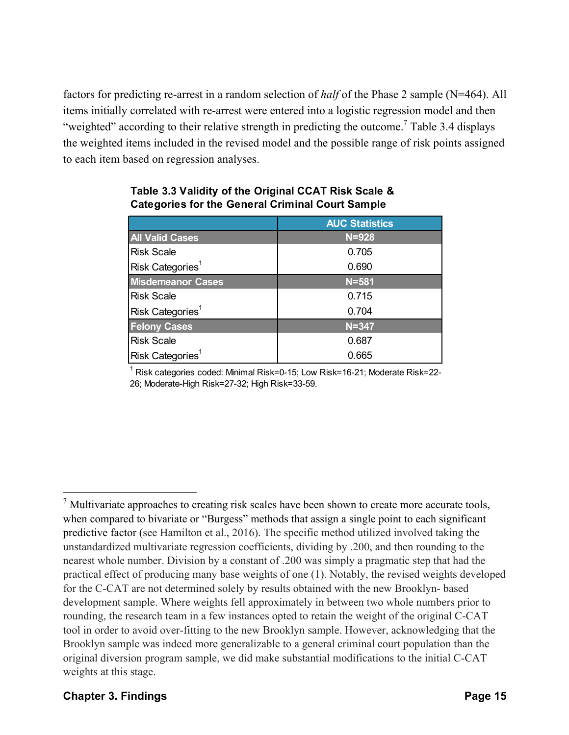factors for predicting re-arrest in a random selection of *half* of the Phase 2 sample (N=464). All items initially correlated with re-arrest were entered into a logistic regression model and then "weighted" according to their relative strength in predicting the outcome.[7] Table 3.4 displays the weighted items included in the revised model and the possible range of risk points assigned to each item based on regression analyses.

**Table 3.3 Validity of the Original CCAT Risk Scale & Categories for the General Criminal Court Sample**

| | AUC Statistics |
|---|---|
| **All Valid Cases** | **N=928** |
| Risk Scale | 0.705 |
| Risk Categories[1] | 0.690 |
| **Misdemeanor Cases** | **N=581** |
| Risk Scale | 0.715 |
| Risk Categories[1] | 0.704 |
| **Felony Cases** | **N=347** |
| Risk Scale | 0.687 |
| Risk Categories[1] | 0.665 |

[1] Risk categories coded: Minimal Risk=0-15; Low Risk=16-21; Moderate Risk=22-26; Moderate-High Risk=27-32; High Risk=33-59.

---

[7] Multivariate approaches to creating risk scales have been shown to create more accurate tools, when compared to bivariate or "Burgess" methods that assign a single point to each significant predictive factor (see Hamilton et al., 2016). The specific method utilized involved taking the unstandardized multivariate regression coefficients, dividing by .200, and then rounding to the nearest whole number. Division by a constant of .200 was simply a pragmatic step that had the practical effect of producing many base weights of one (1). Notably, the revised weights developed for the C-CAT are not determined solely by results obtained with the new Brooklyn- based development sample. Where weights fell approximately in between two whole numbers prior to rounding, the research team in a few instances opted to retain the weight of the original C-CAT tool in order to avoid over-fitting to the new Brooklyn sample. However, acknowledging that the Brooklyn sample was indeed more generalizable to a general criminal court population than the original diversion program sample, we did make substantial modifications to the initial C-CAT weights at this stage.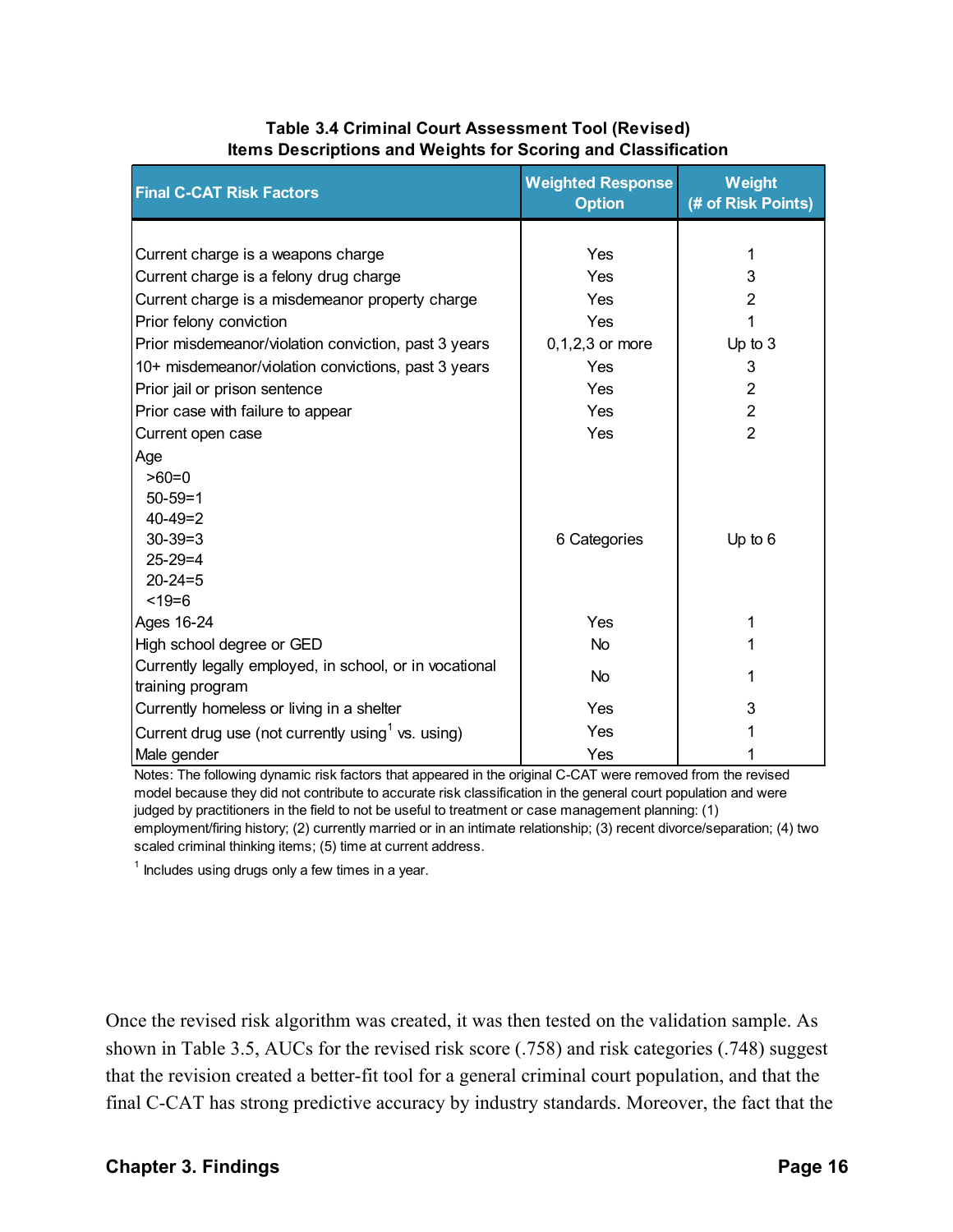**Table 3.4 Criminal Court Assessment Tool (Revised)**
**Items Descriptions and Weights for Scoring and Classification**

| Final C-CAT Risk Factors | Weighted Response Option | Weight (# of Risk Points) |
|---|---|---|
| Current charge is a weapons charge | Yes | 1 |
| Current charge is a felony drug charge | Yes | 3 |
| Current charge is a misdemeanor property charge | Yes | 2 |
| Prior felony conviction | Yes | 1 |
| Prior misdemeanor/violation conviction, past 3 years | 0,1,2,3 or more | Up to 3 |
| 10+ misdemeanor/violation convictions, past 3 years | Yes | 3 |
| Prior jail or prison sentence | Yes | 2 |
| Prior case with failure to appear | Yes | 2 |
| Current open case | Yes | 2 |
| Age<br>>60=0<br>50-59=1<br>40-49=2<br>30-39=3<br>25-29=4<br>20-24=5<br><19=6 | 6 Categories | Up to 6 |
| Ages 16-24 | Yes | 1 |
| High school degree or GED | No | 1 |
| Currently legally employed, in school, or in vocational training program | No | 1 |
| Currently homeless or living in a shelter | Yes | 3 |
| Current drug use (not currently using[1] vs. using) | Yes | 1 |
| Male gender | Yes | 1 |

Notes: The following dynamic risk factors that appeared in the original C-CAT were removed from the revised model because they did not contribute to accurate risk classification in the general court population and were judged by practitioners in the field to not be useful to treatment or case management planning: (1) employment/firing history; (2) currently married or in an intimate relationship; (3) recent divorce/separation; (4) two scaled criminal thinking items; (5) time at current address.

[1] Includes using drugs only a few times in a year.

Once the revised risk algorithm was created, it was then tested on the validation sample. As shown in Table 3.5, AUCs for the revised risk score (.758) and risk categories (.748) suggest that the revision created a better-fit tool for a general criminal court population, and that the final C-CAT has strong predictive accuracy by industry standards. Moreover, the fact that the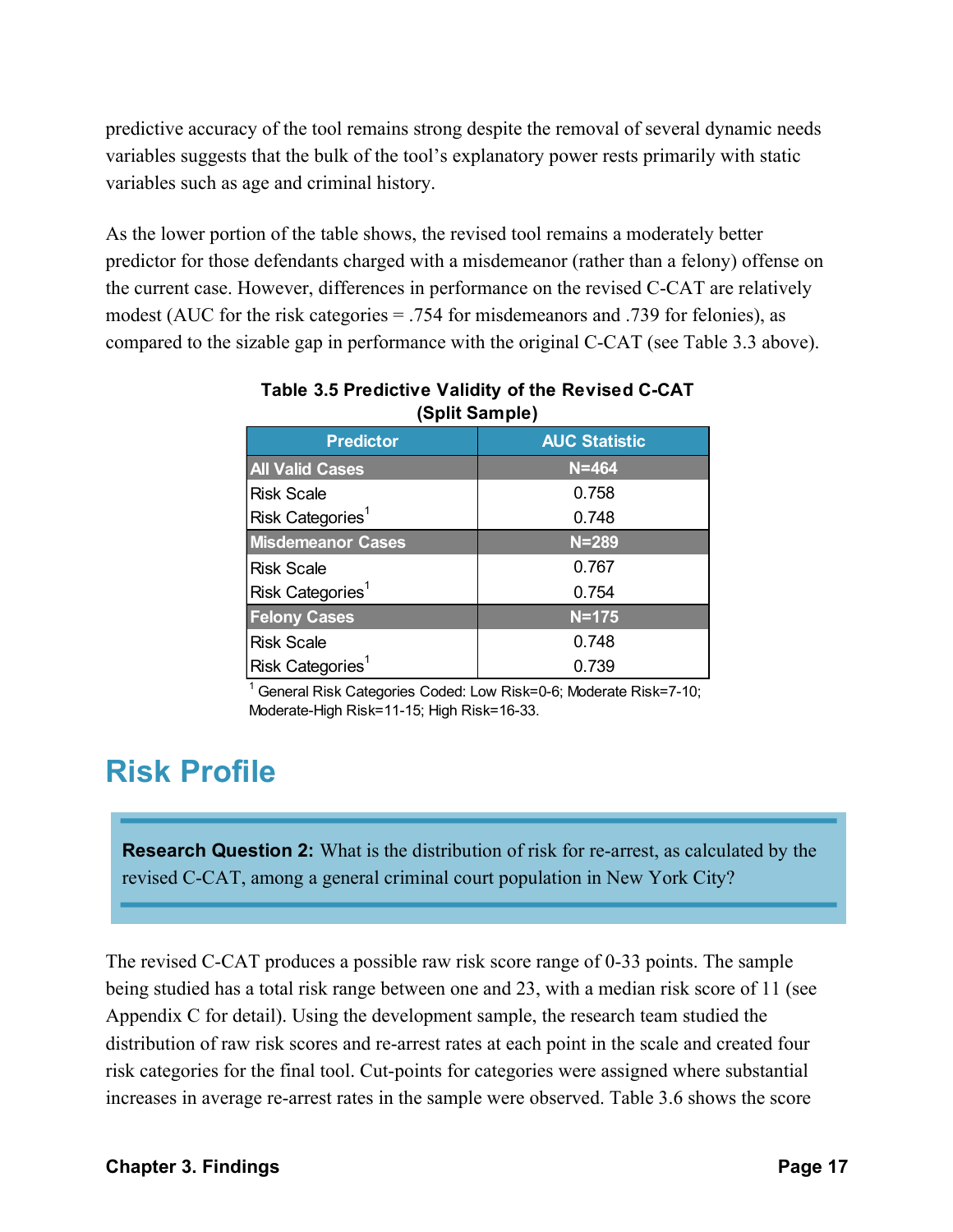predictive accuracy of the tool remains strong despite the removal of several dynamic needs variables suggests that the bulk of the tool's explanatory power rests primarily with static variables such as age and criminal history.

As the lower portion of the table shows, the revised tool remains a moderately better predictor for those defendants charged with a misdemeanor (rather than a felony) offense on the current case. However, differences in performance on the revised C-CAT are relatively modest (AUC for the risk categories = .754 for misdemeanors and .739 for felonies), as compared to the sizable gap in performance with the original C-CAT (see Table 3.3 above).

**Table 3.5 Predictive Validity of the Revised C-CAT (Split Sample)**

| Predictor | AUC Statistic |
|---|---|
| **All Valid Cases** | **N=464** |
| Risk Scale | 0.758 |
| Risk Categories[1] | 0.748 |
| **Misdemeanor Cases** | **N=289** |
| Risk Scale | 0.767 |
| Risk Categories[1] | 0.754 |
| **Felony Cases** | **N=175** |
| Risk Scale | 0.748 |
| Risk Categories[1] | 0.739 |

[1] General Risk Categories Coded: Low Risk=0-6; Moderate Risk=7-10; Moderate-High Risk=11-15; High Risk=16-33.

## Risk Profile

**Research Question 2:** What is the distribution of risk for re-arrest, as calculated by the revised C-CAT, among a general criminal court population in New York City?

The revised C-CAT produces a possible raw risk score range of 0-33 points. The sample being studied has a total risk range between one and 23, with a median risk score of 11 (see Appendix C for detail). Using the development sample, the research team studied the distribution of raw risk scores and re-arrest rates at each point in the scale and created four risk categories for the final tool. Cut-points for categories were assigned where substantial increases in average re-arrest rates in the sample were observed. Table 3.6 shows the score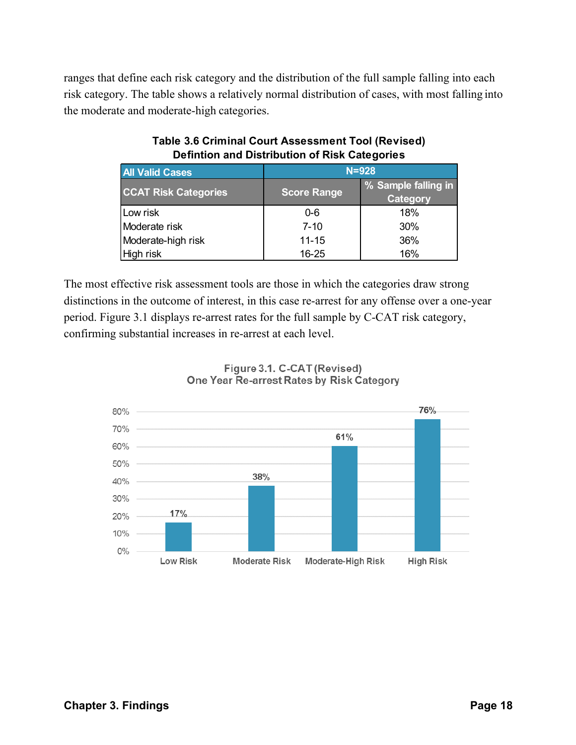ranges that define each risk category and the distribution of the full sample falling into each risk category. The table shows a relatively normal distribution of cases, with most falling into the moderate and moderate-high categories.

**Table 3.6 Criminal Court Assessment Tool (Revised) Defintion and Distribution of Risk Categories**

| All Valid Cases | N=928 | |
|---|---|---|
| **CCAT Risk Categories** | **Score Range** | **% Sample falling in Category** |
| Low risk | 0-6 | 18% |
| Moderate risk | 7-10 | 30% |
| Moderate-high risk | 11-15 | 36% |
| High risk | 16-25 | 16% |

The most effective risk assessment tools are those in which the categories draw strong distinctions in the outcome of interest, in this case re-arrest for any offense over a one-year period. Figure 3.1 displays re-arrest rates for the full sample by C-CAT risk category, confirming substantial increases in re-arrest at each level.

**Figure 3.1. C-CAT (Revised) One Year Re-arrest Rates by Risk Category**

| Low Risk | Moderate Risk | Moderate-High Risk | High Risk |
|---|---|---|---|
| 17% | 38% | 61% | 76% |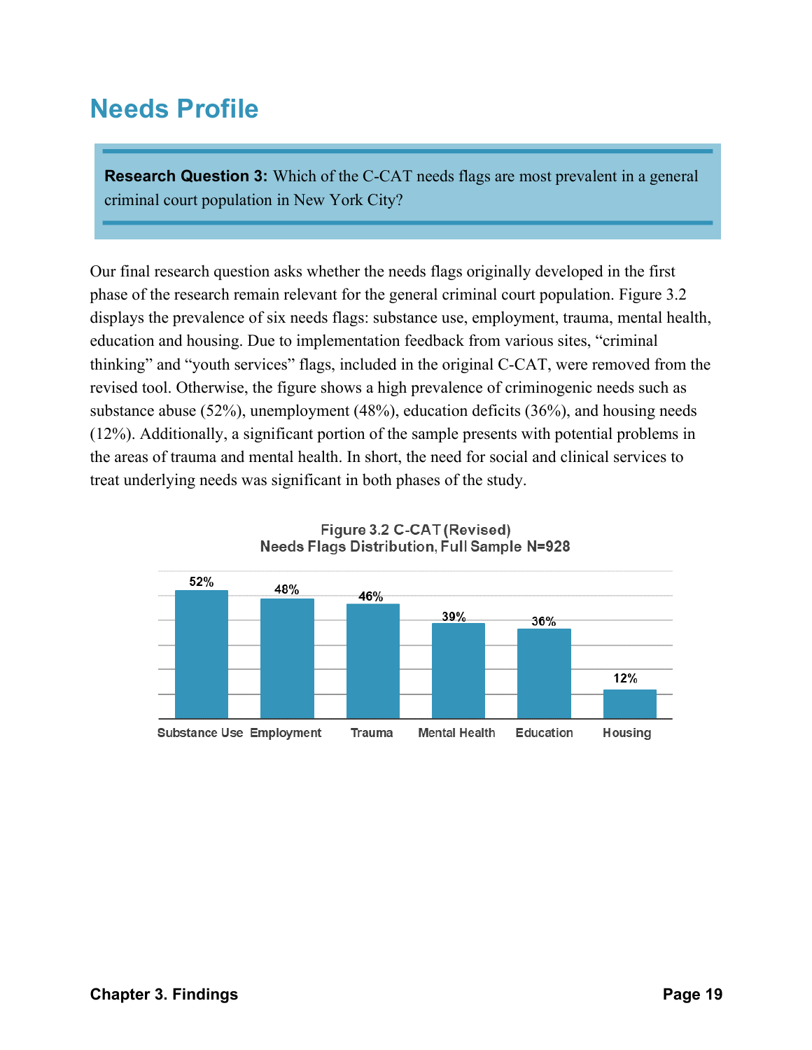# Needs Profile

**Research Question 3:** Which of the C-CAT needs flags are most prevalent in a general criminal court population in New York City?

Our final research question asks whether the needs flags originally developed in the first phase of the research remain relevant for the general criminal court population. Figure 3.2 displays the prevalence of six needs flags: substance use, employment, trauma, mental health, education and housing. Due to implementation feedback from various sites, "criminal thinking" and "youth services" flags, included in the original C-CAT, were removed from the revised tool. Otherwise, the figure shows a high prevalence of criminogenic needs such as substance abuse (52%), unemployment (48%), education deficits (36%), and housing needs (12%). Additionally, a significant portion of the sample presents with potential problems in the areas of trauma and mental health. In short, the need for social and clinical services to treat underlying needs was significant in both phases of the study.

**Figure 3.2 C-CAT (Revised)**
**Needs Flags Distribution, Full Sample N=928**

| Substance Use | Employment | Trauma | Mental Health | Education | Housing |
|---|---|---|---|---|---|
| 52% | 48% | 46% | 39% | 36% | 12% |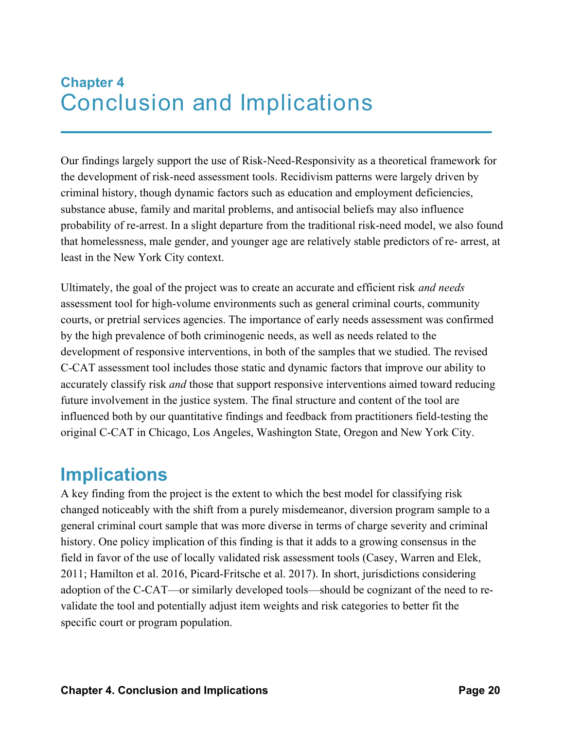# Chapter 4
# Conclusion and Implications

Our findings largely support the use of Risk-Need-Responsivity as a theoretical framework for the development of risk-need assessment tools. Recidivism patterns were largely driven by criminal history, though dynamic factors such as education and employment deficiencies, substance abuse, family and marital problems, and antisocial beliefs may also influence probability of re-arrest. In a slight departure from the traditional risk-need model, we also found that homelessness, male gender, and younger age are relatively stable predictors of re- arrest, at least in the New York City context.

Ultimately, the goal of the project was to create an accurate and efficient risk *and needs* assessment tool for high-volume environments such as general criminal courts, community courts, or pretrial services agencies. The importance of early needs assessment was confirmed by the high prevalence of both criminogenic needs, as well as needs related to the development of responsive interventions, in both of the samples that we studied. The revised C-CAT assessment tool includes those static and dynamic factors that improve our ability to accurately classify risk *and* those that support responsive interventions aimed toward reducing future involvement in the justice system. The final structure and content of the tool are influenced both by our quantitative findings and feedback from practitioners field-testing the original C-CAT in Chicago, Los Angeles, Washington State, Oregon and New York City.

## Implications

A key finding from the project is the extent to which the best model for classifying risk changed noticeably with the shift from a purely misdemeanor, diversion program sample to a general criminal court sample that was more diverse in terms of charge severity and criminal history. One policy implication of this finding is that it adds to a growing consensus in the field in favor of the use of locally validated risk assessment tools (Casey, Warren and Elek, 2011; Hamilton et al. 2016, Picard-Fritsche et al. 2017). In short, jurisdictions considering adoption of the C-CAT—or similarly developed tools—should be cognizant of the need to re-validate the tool and potentially adjust item weights and risk categories to better fit the specific court or program population.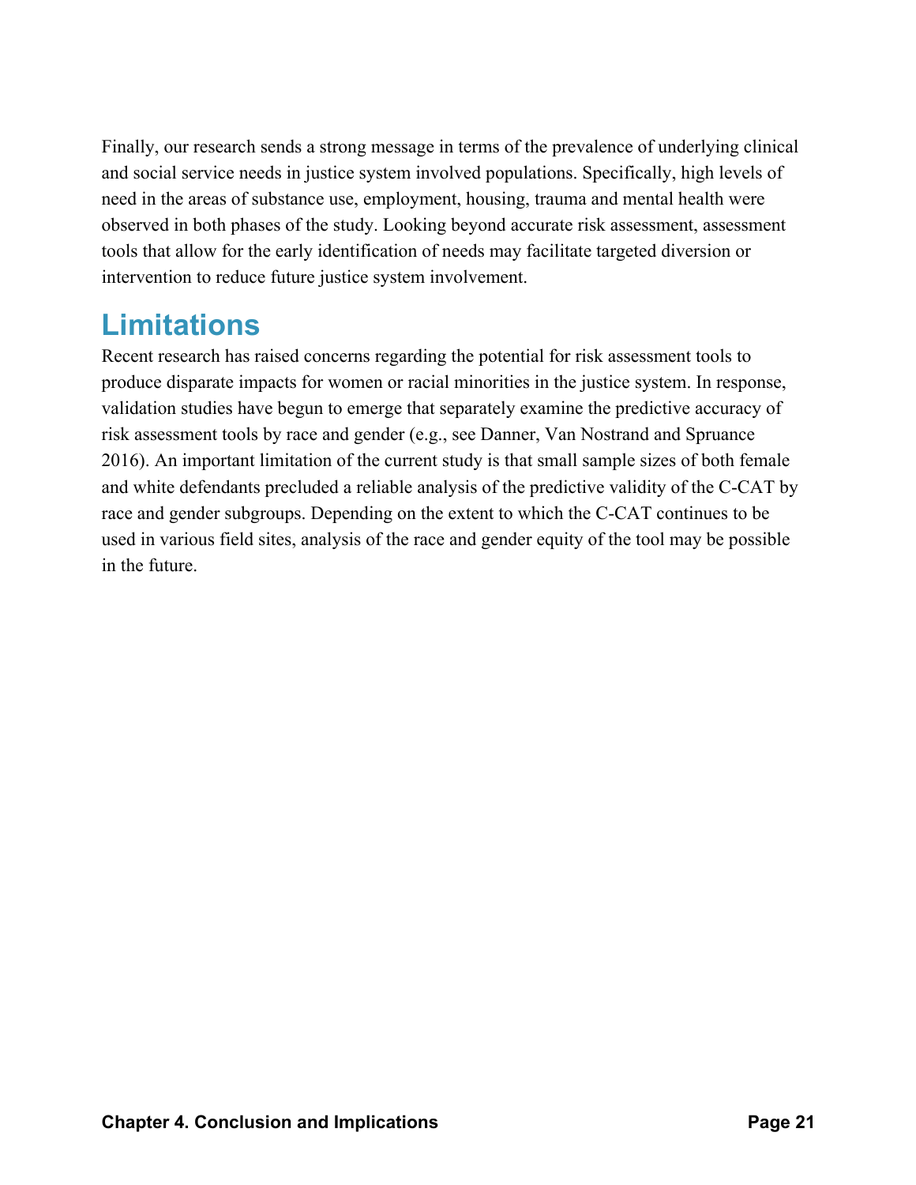Finally, our research sends a strong message in terms of the prevalence of underlying clinical and social service needs in justice system involved populations. Specifically, high levels of need in the areas of substance use, employment, housing, trauma and mental health were observed in both phases of the study. Looking beyond accurate risk assessment, assessment tools that allow for the early identification of needs may facilitate targeted diversion or intervention to reduce future justice system involvement.

## Limitations

Recent research has raised concerns regarding the potential for risk assessment tools to produce disparate impacts for women or racial minorities in the justice system. In response, validation studies have begun to emerge that separately examine the predictive accuracy of risk assessment tools by race and gender (e.g., see Danner, Van Nostrand and Spruance 2016). An important limitation of the current study is that small sample sizes of both female and white defendants precluded a reliable analysis of the predictive validity of the C-CAT by race and gender subgroups. Depending on the extent to which the C-CAT continues to be used in various field sites, analysis of the race and gender equity of the tool may be possible in the future.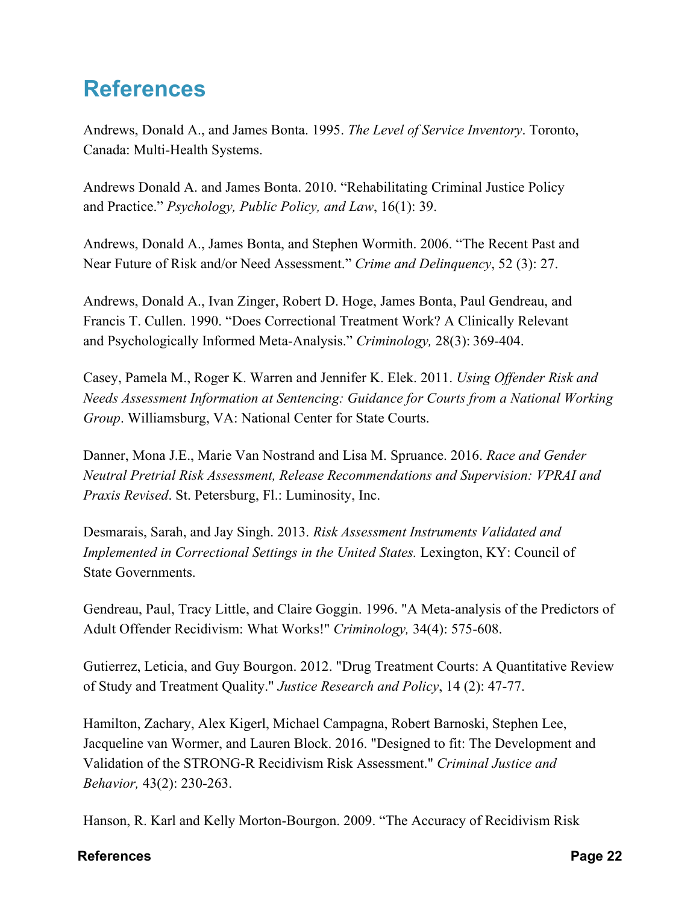# References

Andrews, Donald A., and James Bonta. 1995. *The Level of Service Inventory*. Toronto, Canada: Multi-Health Systems.

Andrews Donald A. and James Bonta. 2010. "Rehabilitating Criminal Justice Policy and Practice." *Psychology, Public Policy, and Law*, 16(1): 39.

Andrews, Donald A., James Bonta, and Stephen Wormith. 2006. "The Recent Past and Near Future of Risk and/or Need Assessment." *Crime and Delinquency*, 52 (3): 27.

Andrews, Donald A., Ivan Zinger, Robert D. Hoge, James Bonta, Paul Gendreau, and Francis T. Cullen. 1990. "Does Correctional Treatment Work? A Clinically Relevant and Psychologically Informed Meta-Analysis." *Criminology,* 28(3): 369-404.

Casey, Pamela M., Roger K. Warren and Jennifer K. Elek. 2011. *Using Offender Risk and Needs Assessment Information at Sentencing: Guidance for Courts from a National Working Group*. Williamsburg, VA: National Center for State Courts.

Danner, Mona J.E., Marie Van Nostrand and Lisa M. Spruance. 2016. *Race and Gender Neutral Pretrial Risk Assessment, Release Recommendations and Supervision: VPRAI and Praxis Revised*. St. Petersburg, Fl.: Luminosity, Inc.

Desmarais, Sarah, and Jay Singh. 2013. *Risk Assessment Instruments Validated and Implemented in Correctional Settings in the United States.* Lexington, KY: Council of State Governments.

Gendreau, Paul, Tracy Little, and Claire Goggin. 1996. "A Meta-analysis of the Predictors of Adult Offender Recidivism: What Works!" *Criminology,* 34(4): 575-608.

Gutierrez, Leticia, and Guy Bourgon. 2012. "Drug Treatment Courts: A Quantitative Review of Study and Treatment Quality." *Justice Research and Policy*, 14 (2): 47-77.

Hamilton, Zachary, Alex Kigerl, Michael Campagna, Robert Barnoski, Stephen Lee, Jacqueline van Wormer, and Lauren Block. 2016. "Designed to fit: The Development and Validation of the STRONG-R Recidivism Risk Assessment." *Criminal Justice and Behavior,* 43(2): 230-263.

Hanson, R. Karl and Kelly Morton-Bourgon. 2009. "The Accuracy of Recidivism Risk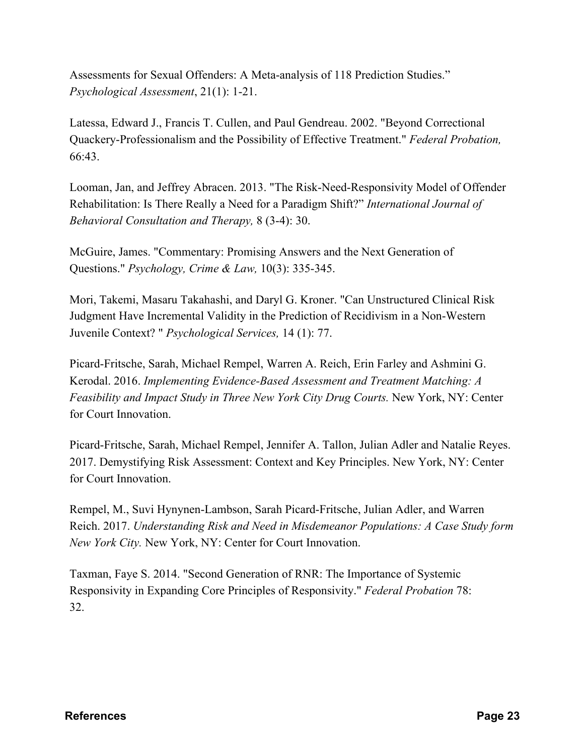Assessments for Sexual Offenders: A Meta-analysis of 118 Prediction Studies." *Psychological Assessment*, 21(1): 1-21.

Latessa, Edward J., Francis T. Cullen, and Paul Gendreau. 2002. "Beyond Correctional Quackery-Professionalism and the Possibility of Effective Treatment." *Federal Probation,* 66:43.

Looman, Jan, and Jeffrey Abracen. 2013. "The Risk-Need-Responsivity Model of Offender Rehabilitation: Is There Really a Need for a Paradigm Shift?" *International Journal of Behavioral Consultation and Therapy,* 8 (3-4): 30.

McGuire, James. "Commentary: Promising Answers and the Next Generation of Questions." *Psychology, Crime & Law,* 10(3): 335-345.

Mori, Takemi, Masaru Takahashi, and Daryl G. Kroner. "Can Unstructured Clinical Risk Judgment Have Incremental Validity in the Prediction of Recidivism in a Non-Western Juvenile Context? " *Psychological Services,* 14 (1): 77.

Picard-Fritsche, Sarah, Michael Rempel, Warren A. Reich, Erin Farley and Ashmini G. Kerodal. 2016. *Implementing Evidence-Based Assessment and Treatment Matching: A Feasibility and Impact Study in Three New York City Drug Courts.* New York, NY: Center for Court Innovation.

Picard-Fritsche, Sarah, Michael Rempel, Jennifer A. Tallon, Julian Adler and Natalie Reyes. 2017. Demystifying Risk Assessment: Context and Key Principles. New York, NY: Center for Court Innovation.

Rempel, M., Suvi Hynynen-Lambson, Sarah Picard-Fritsche, Julian Adler, and Warren Reich. 2017. *Understanding Risk and Need in Misdemeanor Populations: A Case Study form New York City.* New York, NY: Center for Court Innovation.

Taxman, Faye S. 2014. "Second Generation of RNR: The Importance of Systemic Responsivity in Expanding Core Principles of Responsivity." *Federal Probation* 78: 32.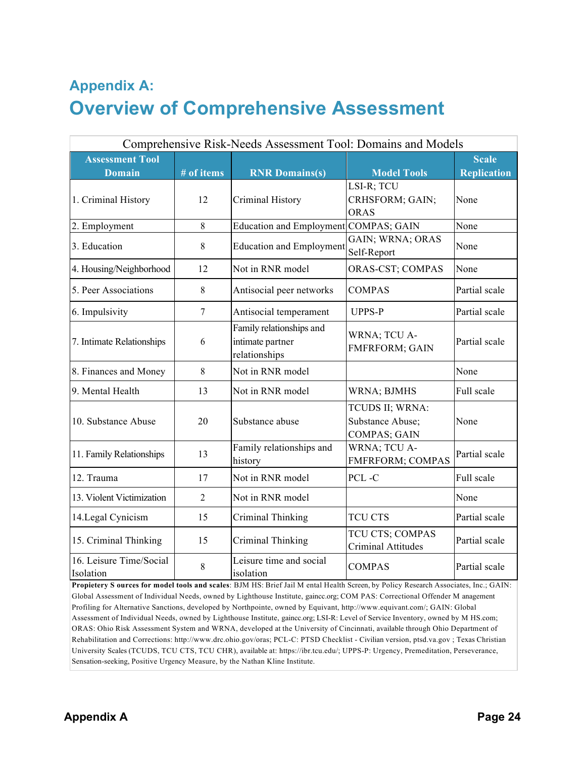# Appendix A:

## Overview of Comprehensive Assessment

Comprehensive Risk-Needs Assessment Tool: Domains and Models

| Assessment Tool Domain | # of items | RNR Domains(s) | Model Tools | Scale Replication |
|---|---|---|---|---|
| 1. Criminal History | 12 | Criminal History | LSI-R; TCU CRHSFORM; GAIN; ORAS | None |
| 2. Employment | 8 | Education and Employment | COMPAS; GAIN | None |
| 3. Education | 8 | Education and Employment | GAIN; WRNA; ORAS Self-Report | None |
| 4. Housing/Neighborhood | 12 | Not in RNR model | ORAS-CST; COMPAS | None |
| 5. Peer Associations | 8 | Antisocial peer networks | COMPAS | Partial scale |
| 6. Impulsivity | 7 | Antisocial temperament | UPPS-P | Partial scale |
| 7. Intimate Relationships | 6 | Family relationships and intimate partner relationships | WRNA; TCU A-FMFRFORM; GAIN | Partial scale |
| 8. Finances and Money | 8 | Not in RNR model | | None |
| 9. Mental Health | 13 | Not in RNR model | WRNA; BJMHS | Full scale |
| 10. Substance Abuse | 20 | Substance abuse | TCUDS II; WRNA: Substance Abuse; COMPAS; GAIN | None |
| 11. Family Relationships | 13 | Family relationships and history | WRNA; TCU A-FMFRFORM; COMPAS | Partial scale |
| 12. Trauma | 17 | Not in RNR model | PCL -C | Full scale |
| 13. Violent Victimization | 2 | Not in RNR model | | None |
| 14.Legal Cynicism | 15 | Criminal Thinking | TCU CTS | Partial scale |
| 15. Criminal Thinking | 15 | Criminal Thinking | TCU CTS; COMPAS Criminal Attitudes | Partial scale |
| 16. Leisure Time/Social Isolation | 8 | Leisure time and social isolation | COMPAS | Partial scale |

**Propietery S ources for model tools and scales**: BJM HS: Brief Jail M ental Health Screen, by Policy Research Associates, Inc.; GAIN: Global Assessment of Individual Needs, owned by Lighthouse Institute, gaincc.org; COM PAS: Correctional Offender M anagement Profiling for Alternative Sanctions, developed by Northpointe, owned by Equivant, http://www.equivant.com/; GAIN: Global Assessment of Individual Needs, owned by Lighthouse Institute, gaincc.org; LSI-R: Level of Service Inventory, owned by M HS.com; ORAS: Ohio Risk Assessment System and WRNA, developed at the University of Cincinnati, available through Ohio Department of Rehabilitation and Corrections: http://www.drc.ohio.gov/oras; PCL-C: PTSD Checklist - Civilian version, ptsd.va.gov ; Texas Christian University Scales (TCUDS, TCU CTS, TCU CHR), available at: https://ibr.tcu.edu/; UPPS-P: Urgency, Premeditation, Perseverance, Sensation-seeking, Positive Urgency Measure, by the Nathan Kline Institute.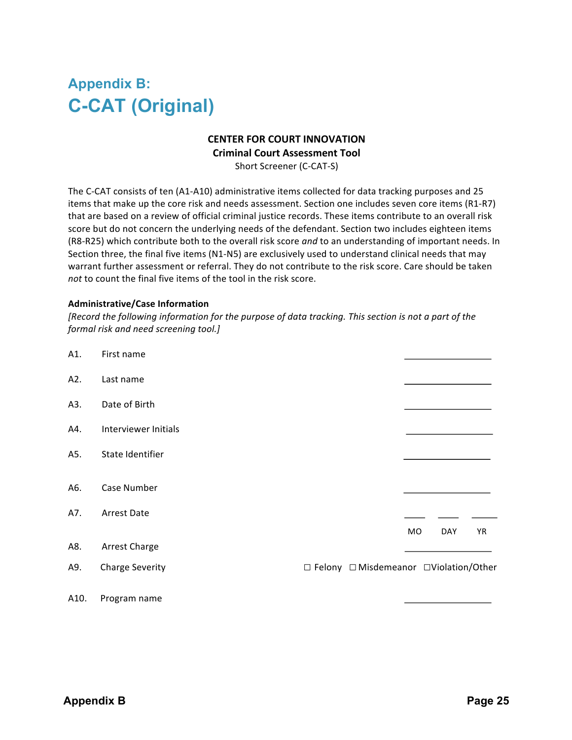# Appendix B:
# C-CAT (Original)

**CENTER FOR COURT INNOVATION**
**Criminal Court Assessment Tool**
Short Screener (C-CAT-S)

The C-CAT consists of ten (A1-A10) administrative items collected for data tracking purposes and 25 items that make up the core risk and needs assessment. Section one includes seven core items (R1-R7) that are based on a review of official criminal justice records. These items contribute to an overall risk score but do not concern the underlying needs of the defendant. Section two includes eighteen items (R8-R25) which contribute both to the overall risk score *and* to an understanding of important needs. In Section three, the final five items (N1-N5) are exclusively used to understand clinical needs that may warrant further assessment or referral. They do not contribute to the risk score. Care should be taken *not* to count the final five items of the tool in the risk score.

**Administrative/Case Information**

*[Record the following information for the purpose of data tracking. This section is not a part of the formal risk and need screening tool.]*

A1. First name ________________

A2. Last name ________________

A3. Date of Birth ________________

A4. Interviewer Initials ________________

A5. State Identifier ________________

A6. Case Number ________________

A7. Arrest Date ____ MO ____ DAY ____ YR

A8. Arrest Charge ________________

A9. Charge Severity ☐ Felony ☐ Misdemeanor ☐ Violation/Other

A10. Program name ________________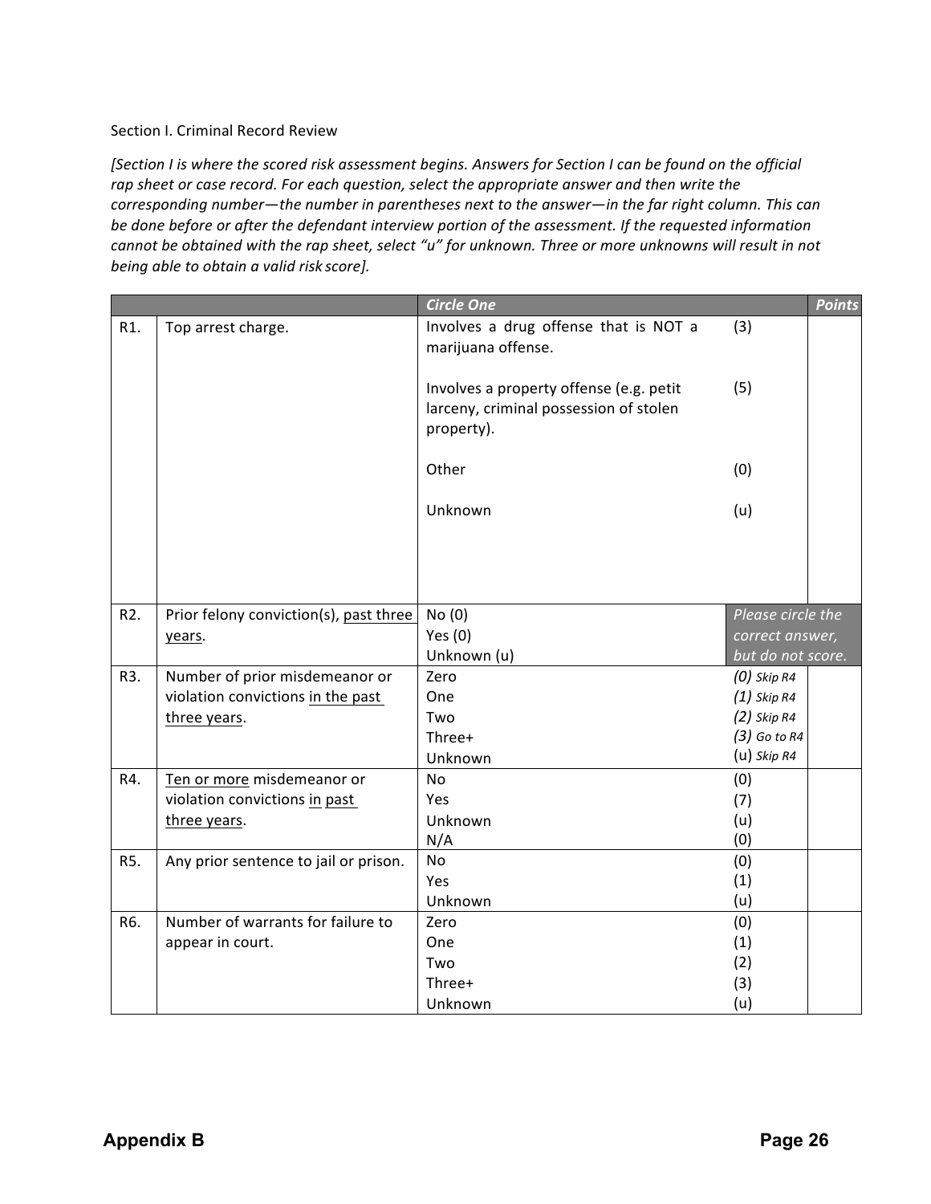Section I. Criminal Record Review

*[Section I is where the scored risk assessment begins. Answers for Section I can be found on the official rap sheet or case record. For each question, select the appropriate answer and then write the corresponding number—the number in parentheses next to the answer—in the far right column. This can be done before or after the defendant interview portion of the assessment. If the requested information cannot be obtained with the rap sheet, select "u" for unknown. Three or more unknowns will result in not being able to obtain a valid risk score].*

| | | *Circle One* | | *Points* |
|---|---|---|---|---|
| R1. | Top arrest charge. | Involves a drug offense that is NOT a marijuana offense. | (3) | |
| | | Involves a property offense (e.g. petit larceny, criminal possession of stolen property). | (5) | |
| | | Other | (0) | |
| | | Unknown | (u) | |
| R2. | Prior felony conviction(s), <u>past three years</u>. | No (0)<br>Yes (0)<br>Unknown (u) | *Please circle the correct answer, but do not score.* | |
| R3. | Number of prior misdemeanor or violation convictions <u>in the past three years</u>. | Zero<br>One<br>Two<br>Three+<br>Unknown | *(0) Skip R4*<br>*(1) Skip R4*<br>*(2) Skip R4*<br>*(3) Go to R4*<br>(u) *Skip R4* | |
| R4. | <u>Ten or more</u> misdemeanor or violation convictions <u>in past three years</u>. | No<br>Yes<br>Unknown<br>N/A | (0)<br>(7)<br>(u)<br>(0) | |
| R5. | Any prior sentence to jail or prison. | No<br>Yes<br>Unknown | (0)<br>(1)<br>(u) | |
| R6. | Number of warrants for failure to appear in court. | Zero<br>One<br>Two<br>Three+<br>Unknown | (0)<br>(1)<br>(2)<br>(3)<br>(u) | |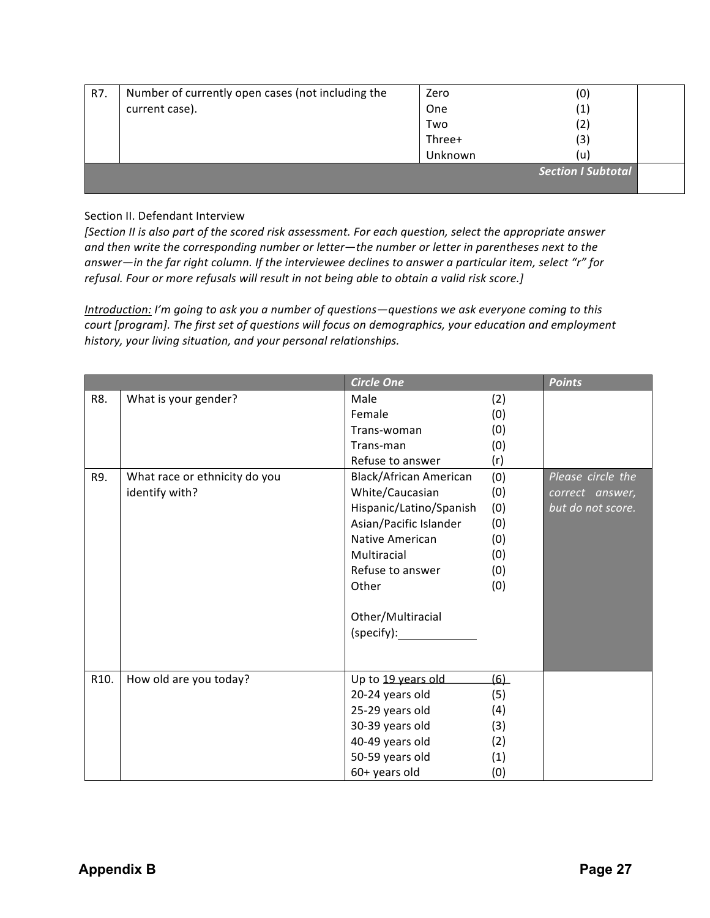| | | | | |
|---|---|---|---|---|
| R7. | Number of currently open cases (not including the current case). | Zero<br>One<br>Two<br>Three+<br>Unknown | (0)<br>(1)<br>(2)<br>(3)<br>(u) | |
| | | | ***Section I Subtotal*** | |

Section II. Defendant Interview

*[Section II is also part of the scored risk assessment. For each question, select the appropriate answer and then write the corresponding number or letter—the number or letter in parentheses next to the answer—in the far right column. If the interviewee declines to answer a particular item, select "r" for refusal. Four or more refusals will result in not being able to obtain a valid risk score.]*

*<u>Introduction:</u> I'm going to ask you a number of questions—questions we ask everyone coming to this court [program]. The first set of questions will focus on demographics, your education and employment history, your living situation, and your personal relationships.*

| | | ***Circle One*** | | ***Points*** |
|---|---|---|---|---|
| R8. | What is your gender? | Male<br>Female<br>Trans-woman<br>Trans-man<br>Refuse to answer | (2)<br>(0)<br>(0)<br>(0)<br>(r) | |
| R9. | What race or ethnicity do you identify with? | Black/African American<br>White/Caucasian<br>Hispanic/Latino/Spanish<br>Asian/Pacific Islander<br>Native American<br>Multiracial<br>Refuse to answer<br>Other<br><br>Other/Multiracial (specify):____________ | (0)<br>(0)<br>(0)<br>(0)<br>(0)<br>(0)<br>(0)<br>(0) | *Please circle the correct answer, but do not score.* |
| R10. | How old are you today? | Up to 19 years old<br>20-24 years old<br>25-29 years old<br>30-39 years old<br>40-49 years old<br>50-59 years old<br>60+ years old | (6)<br>(5)<br>(4)<br>(3)<br>(2)<br>(1)<br>(0) | |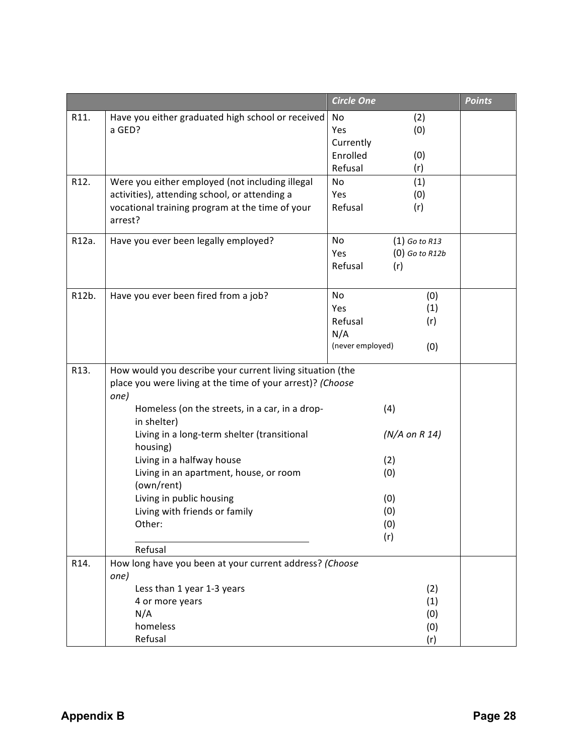| | | Circle One | Points |
|---|---|---|---|
| R11. | Have you either graduated high school or received a GED? | No (2)<br>Yes (0)<br>Currently Enrolled (0)<br>Refusal (r) | |
| R12. | Were you either employed (not including illegal activities), attending school, or attending a vocational training program at the time of your arrest? | No (1)<br>Yes (0)<br>Refusal (r) | |
| R12a. | Have you ever been legally employed? | No (1) *Go to R13*<br>Yes (0) *Go to R12b*<br>Refusal (r) | |
| R12b. | Have you ever been fired from a job? | No (0)<br>Yes (1)<br>Refusal (r)<br>N/A (never employed) (0) | |
| R13. | How would you describe your current living situation (the place you were living at the time of your arrest)? *(Choose one)*<br>Homeless (on the streets, in a car, in a drop-in shelter) (4)<br>Living in a long-term shelter (transitional housing) *(N/A on R 14)*<br>Living in a halfway house (2)<br>Living in an apartment, house, or room (own/rent) (0)<br>Living in public housing (0)<br>Living with friends or family (0)<br>Other: ____________________ (0)<br>Refusal (r) | | |
| R14. | How long have you been at your current address? *(Choose one)*<br>Less than 1 year 1-3 years (2)<br>4 or more years (1)<br>N/A (0)<br>homeless (0)<br>Refusal (r) | | |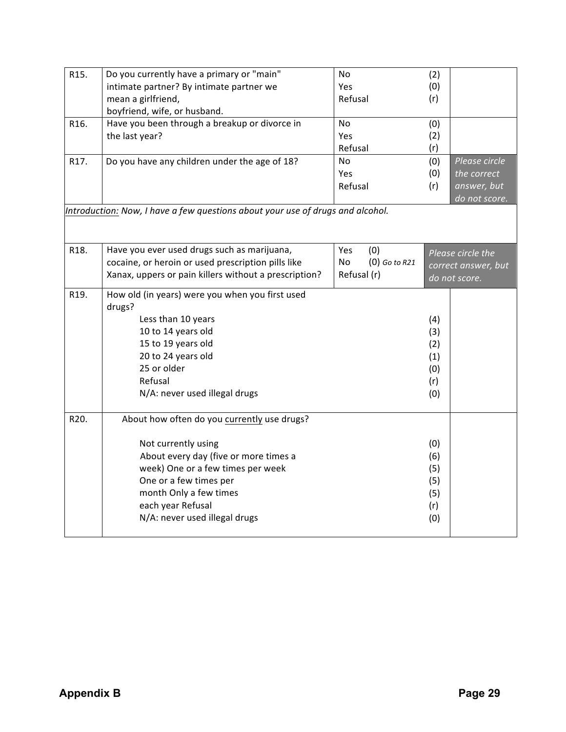| | | | | |
|---|---|---|---|---|
| R15. | Do you currently have a primary or "main" intimate partner? By intimate partner we mean a girlfriend, boyfriend, wife, or husband. | No<br>Yes<br>Refusal | (2)<br>(0)<br>(r) | |
| R16. | Have you been through a breakup or divorce in the last year? | No<br>Yes<br>Refusal | (0)<br>(2)<br>(r) | |
| R17. | Do you have any children under the age of 18? | No<br>Yes<br>Refusal | (0)<br>(0)<br>(r) | *Please circle the correct answer, but do not score.* |

*Introduction: Now, I have a few questions about your use of drugs and alcohol.*

| | | | |
|---|---|---|---|
| R18. | Have you ever used drugs such as marijuana, cocaine, or heroin or used prescription pills like Xanax, uppers or pain killers without a prescription? | Yes (0)<br>No (0) *Go to R21*<br>Refusal (r) | *Please circle the correct answer, but do not score.* |

| | | | |
|---|---|---|---|
| R19. | How old (in years) were you when you first used drugs?<br>Less than 10 years<br>10 to 14 years old<br>15 to 19 years old<br>20 to 24 years old<br>25 or older<br>Refusal<br>N/A: never used illegal drugs | <br>(4)<br>(3)<br>(2)<br>(1)<br>(0)<br>(r)<br>(0) | |
| R20. | About how often do you currently use drugs?<br>Not currently using<br>About every day (five or more times a week)<br>One or a few times per week<br>One or a few times per month<br>Only a few times each year<br>Refusal<br>N/A: never used illegal drugs | <br>(0)<br>(6)<br>(5)<br>(5)<br>(5)<br>(r)<br>(0) | |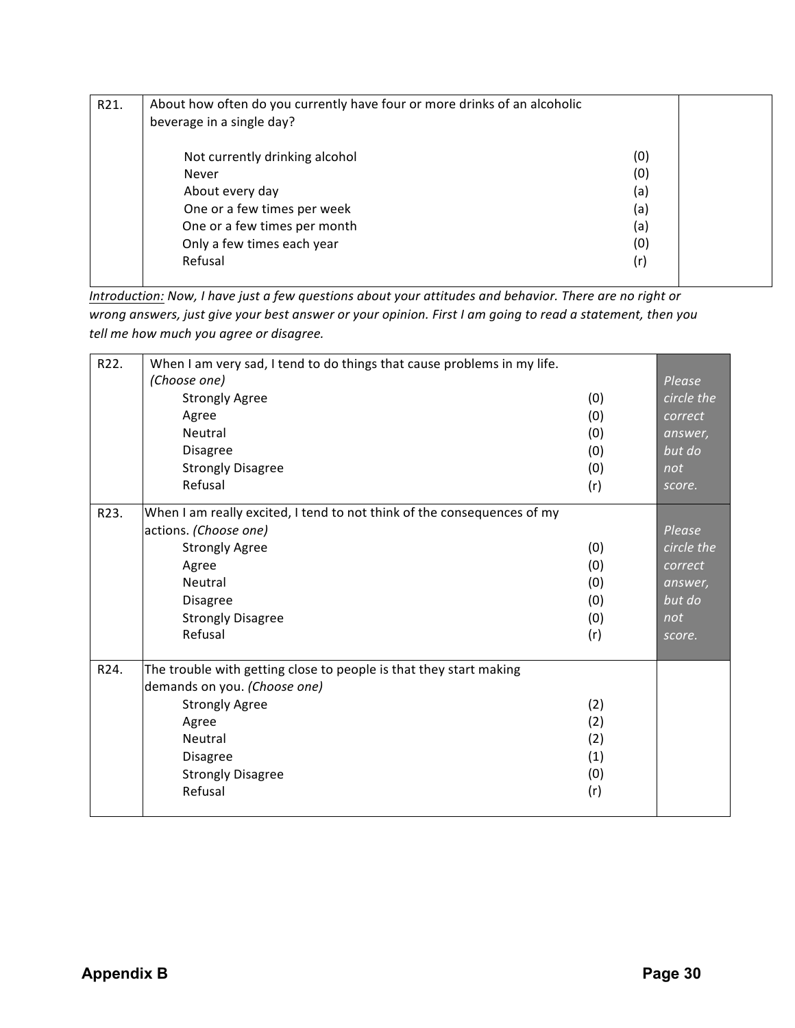| | | |
|---|---|---|
| R21. | About how often do you currently have four or more drinks of an alcoholic beverage in a single day?<br><br>Not currently drinking alcohol (0)<br>Never (0)<br>About every day (a)<br>One or a few times per week (a)<br>One or a few times per month (a)<br>Only a few times each year (0)<br>Refusal (r) | |

*Introduction:* *Now, I have just a few questions about your attitudes and behavior. There are no right or wrong answers, just give your best answer or your opinion. First I am going to read a statement, then you tell me how much you agree or disagree.*

| | | |
|---|---|---|
| R22. | When I am very sad, I tend to do things that cause problems in my life. *(Choose one)*<br>Strongly Agree (0)<br>Agree (0)<br>Neutral (0)<br>Disagree (0)<br>Strongly Disagree (0)<br>Refusal (r) | *Please circle the correct answer, but do not score.* |
| R23. | When I am really excited, I tend to not think of the consequences of my actions. *(Choose one)*<br>Strongly Agree (0)<br>Agree (0)<br>Neutral (0)<br>Disagree (0)<br>Strongly Disagree (0)<br>Refusal (r) | *Please circle the correct answer, but do not score.* |
| R24. | The trouble with getting close to people is that they start making demands on you. *(Choose one)*<br>Strongly Agree (2)<br>Agree (2)<br>Neutral (2)<br>Disagree (1)<br>Strongly Disagree (0)<br>Refusal (r) | |

**Appendix B**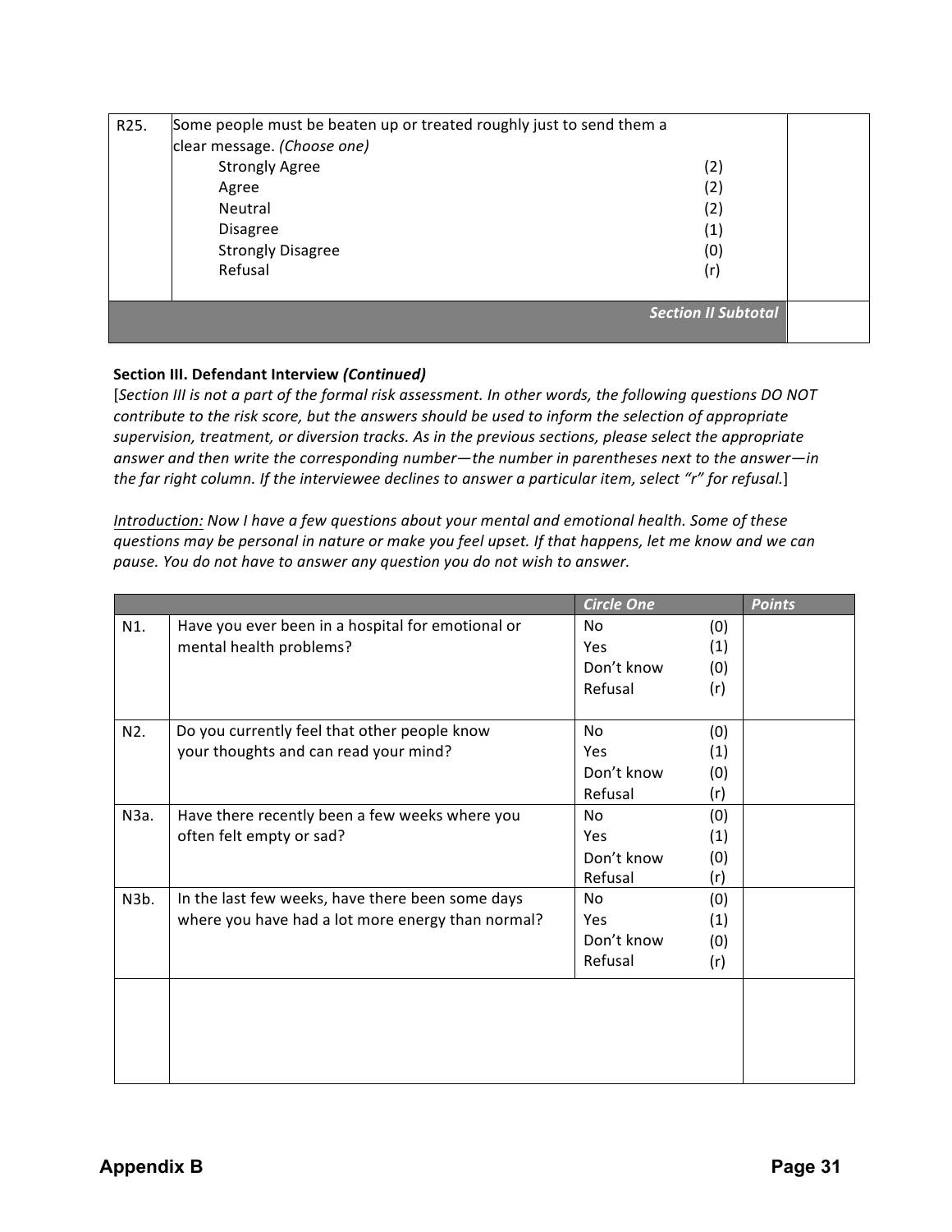| R25. | Some people must be beaten up or treated roughly just to send them a clear message. *(Choose one)*<br>Strongly Agree (2)<br>Agree (2)<br>Neutral (2)<br>Disagree (1)<br>Strongly Disagree (0)<br>Refusal (r) | |
|---|---|---|
| | ***Section II Subtotal*** | |

**Section III. Defendant Interview *(Continued)***

[*Section III is not a part of the formal risk assessment. In other words, the following questions DO NOT contribute to the risk score, but the answers should be used to inform the selection of appropriate supervision, treatment, or diversion tracks. As in the previous sections, please select the appropriate answer and then write the corresponding number—the number in parentheses next to the answer—in the far right column. If the interviewee declines to answer a particular item, select "r" for refusal.*]

<u>*Introduction:*</u> *Now I have a few questions about your mental and emotional health. Some of these questions may be personal in nature or make you feel upset. If that happens, let me know and we can pause. You do not have to answer any question you do not wish to answer.*

| | | *Circle One* | | *Points* |
|---|---|---|---|---|
| N1. | Have you ever been in a hospital for emotional or mental health problems? | No<br>Yes<br>Don't know<br>Refusal | (0)<br>(1)<br>(0)<br>(r) | |
| N2. | Do you currently feel that other people know your thoughts and can read your mind? | No<br>Yes<br>Don't know<br>Refusal | (0)<br>(1)<br>(0)<br>(r) | |
| N3a. | Have there recently been a few weeks where you often felt empty or sad? | No<br>Yes<br>Don't know<br>Refusal | (0)<br>(1)<br>(0)<br>(r) | |
| N3b. | In the last few weeks, have there been some days where you have had a lot more energy than normal? | No<br>Yes<br>Don't know<br>Refusal | (0)<br>(1)<br>(0)<br>(r) | |
| | | | | |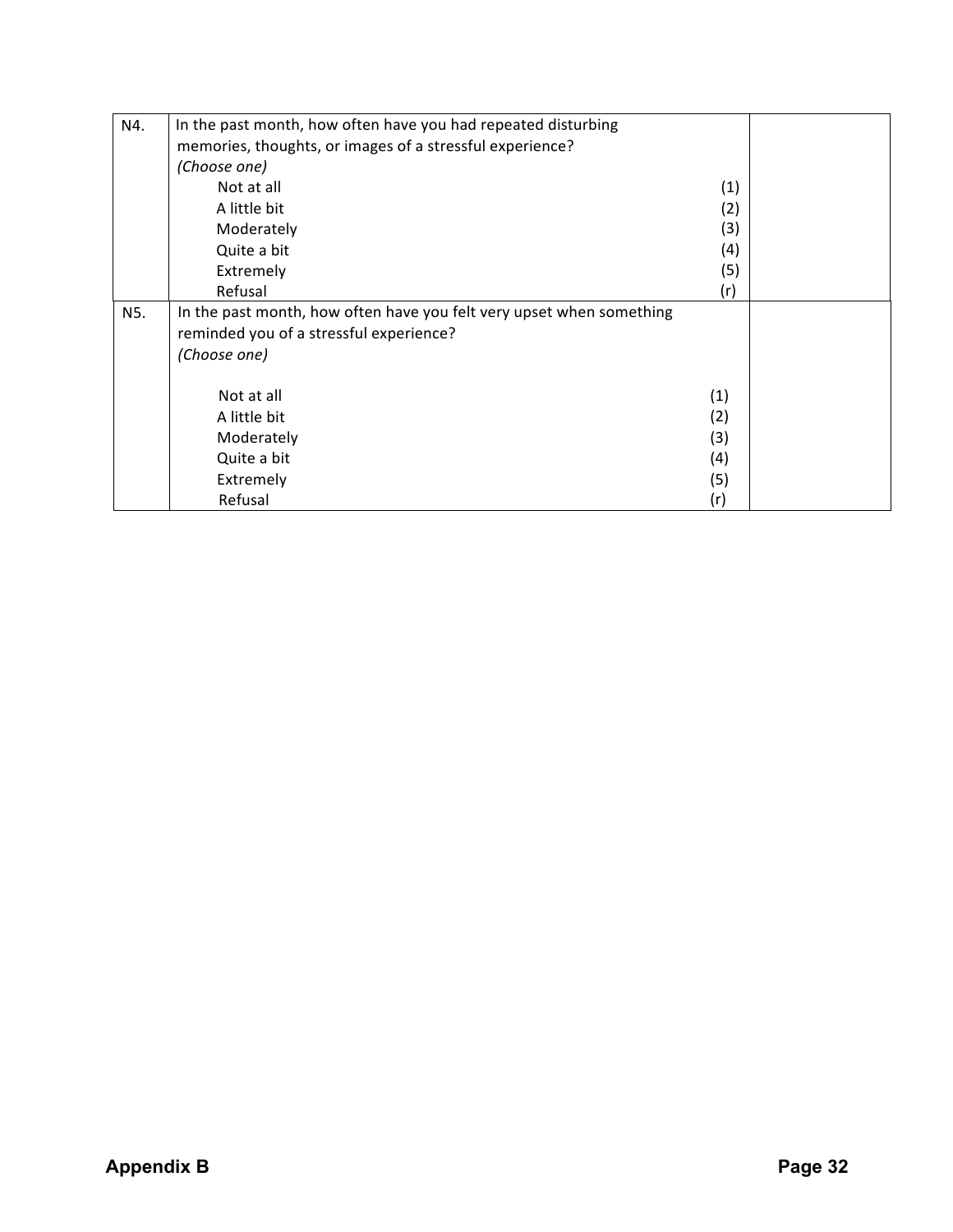| | | |
|---|---|---|
| N4. | In the past month, how often have you had repeated disturbing memories, thoughts, or images of a stressful experience?<br>*(Choose one)*<br>Not at all (1)<br>A little bit (2)<br>Moderately (3)<br>Quite a bit (4)<br>Extremely (5)<br>Refusal (r) | |
| N5. | In the past month, how often have you felt very upset when something reminded you of a stressful experience?<br>*(Choose one)*<br>Not at all (1)<br>A little bit (2)<br>Moderately (3)<br>Quite a bit (4)<br>Extremely (5)<br>Refusal (r) | |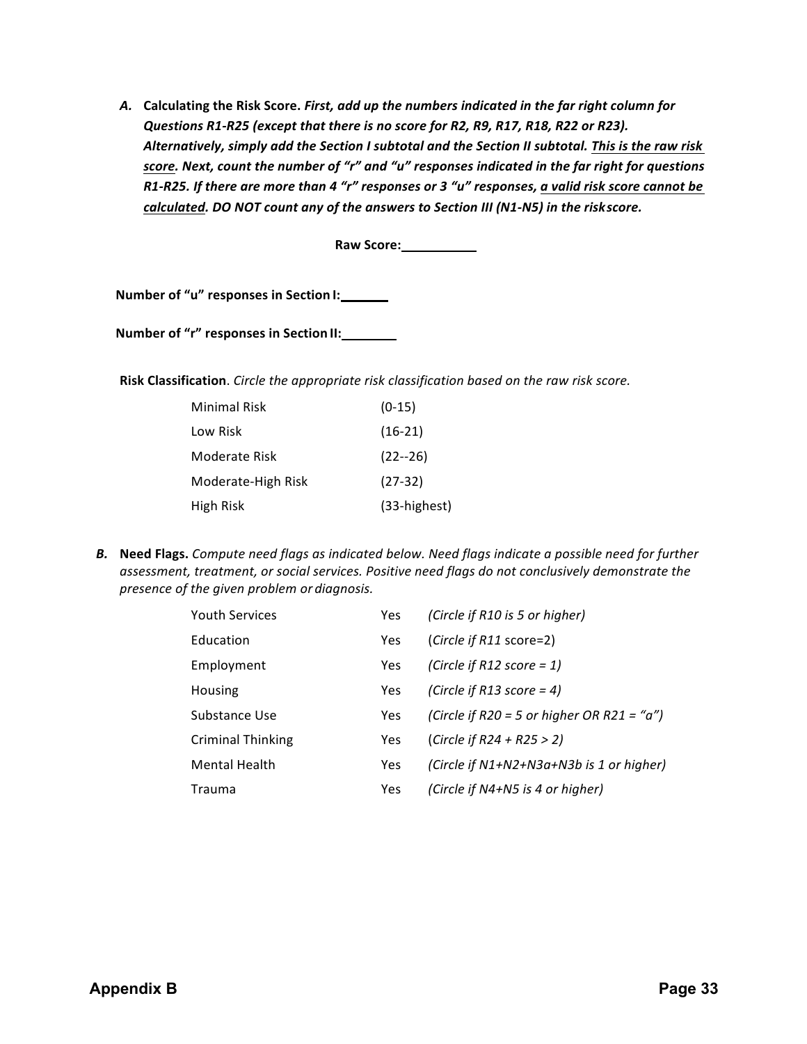**A. Calculating the Risk Score.** ***First, add up the numbers indicated in the far right column for Questions R1-R25 (except that there is no score for R2, R9, R17, R18, R22 or R23). Alternatively, simply add the Section I subtotal and the Section II subtotal. <u>This is the raw risk score</u>. Next, count the number of "r" and "u" responses indicated in the far right for questions R1-R25. If there are more than 4 "r" responses or 3 "u" responses, <u>a valid risk score cannot be calculated</u>. DO NOT count any of the answers to Section III (N1-N5) in the riskscore.***

**Raw Score:**\_\_\_\_\_\_\_\_\_\_\_

**Number of "u" responses in Section I:**\_\_\_\_\_\_\_

**Number of "r" responses in Section II:**\_\_\_\_\_\_\_\_

**Risk Classification**. *Circle the appropriate risk classification based on the raw risk score.*

| | |
|---|---|
| Minimal Risk | (0-15) |
| Low Risk | (16-21) |
| Moderate Risk | (22--26) |
| Moderate-High Risk | (27-32) |
| High Risk | (33-highest) |

***B.*** **Need Flags.** *Compute need flags as indicated below. Need flags indicate a possible need for further assessment, treatment, or social services. Positive need flags do not conclusively demonstrate the presence of the given problem or diagnosis.*

| | | |
|---|---|---|
| Youth Services | Yes | *(Circle if R10 is 5 or higher)* |
| Education | Yes | (*Circle if R11* score=2) |
| Employment | Yes | *(Circle if R12 score = 1)* |
| Housing | Yes | *(Circle if R13 score = 4)* |
| Substance Use | Yes | *(Circle if R20 = 5 or higher OR R21 = "a")* |
| Criminal Thinking | Yes | (*Circle if R24 + R25 > 2)* |
| Mental Health | Yes | *(Circle if N1+N2+N3a+N3b is 1 or higher)* |
| Trauma | Yes | *(Circle if N4+N5 is 4 or higher)* |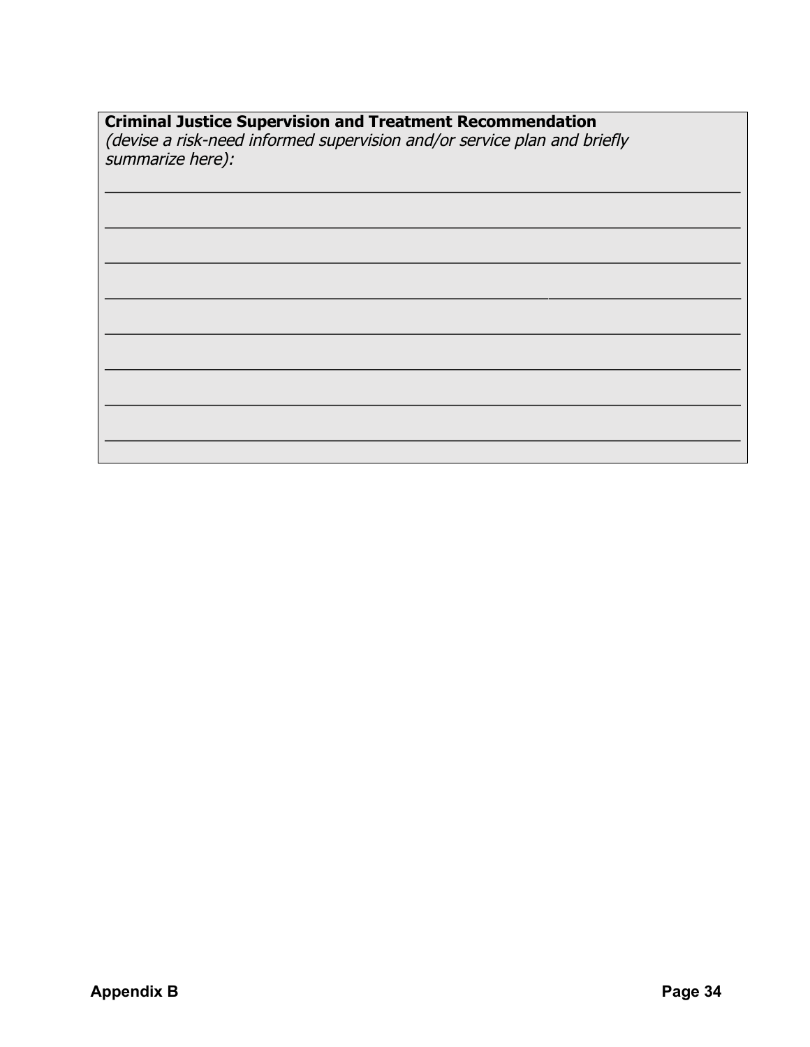**Criminal Justice Supervision and Treatment Recommendation**
*(devise a risk-need informed supervision and/or service plan and briefly summarize here):*

______________________________________________________________________

______________________________________________________________________

______________________________________________________________________

______________________________________________________________________

______________________________________________________________________

______________________________________________________________________

______________________________________________________________________

______________________________________________________________________

Appendix B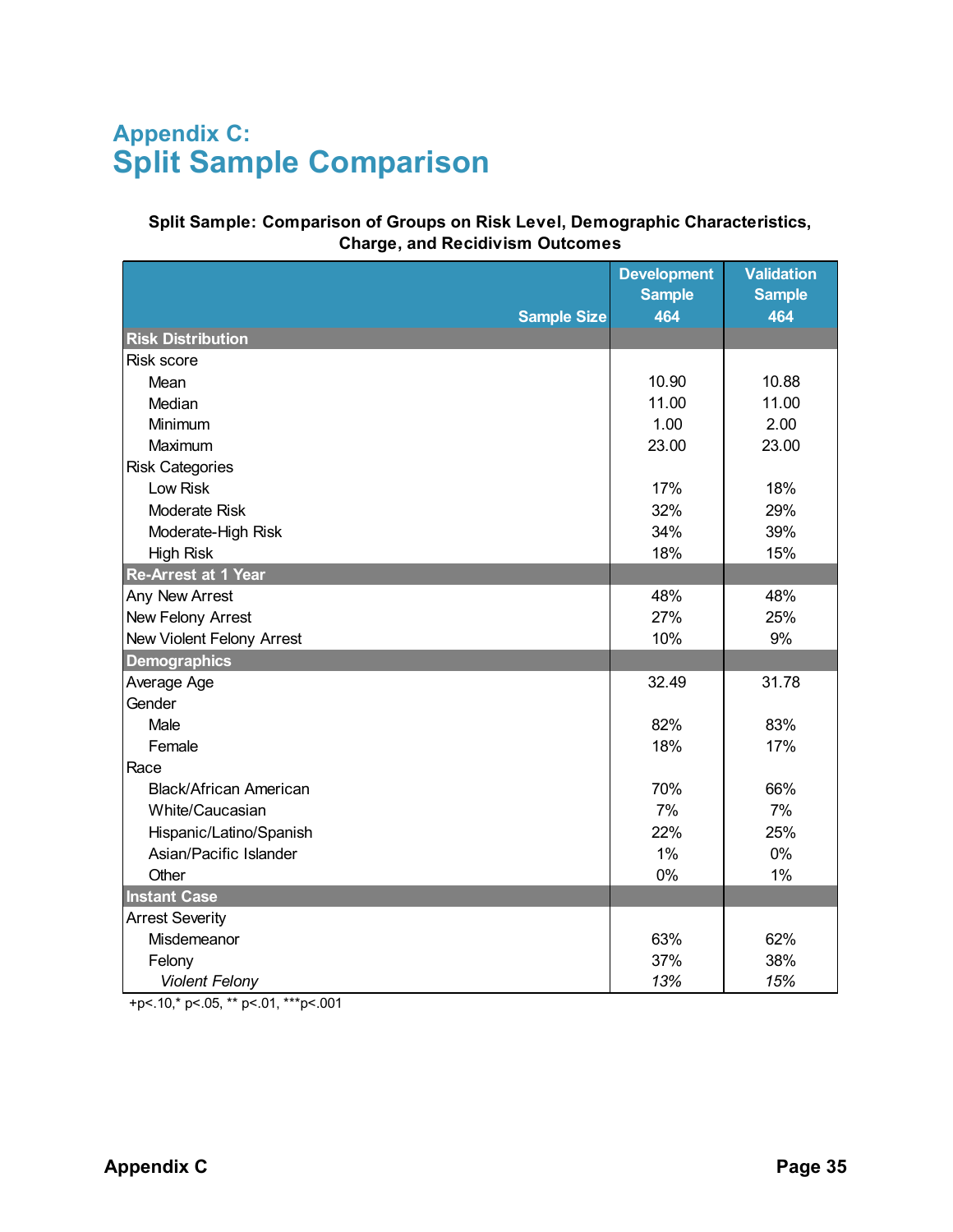# Appendix C:
# Split Sample Comparison

**Split Sample: Comparison of Groups on Risk Level, Demographic Characteristics, Charge, and Recidivism Outcomes**

| Sample Size | Development Sample 464 | Validation Sample 464 |
|---|---|---|
| **Risk Distribution** | | |
| Risk score | | |
| Mean | 10.90 | 10.88 |
| Median | 11.00 | 11.00 |
| Minimum | 1.00 | 2.00 |
| Maximum | 23.00 | 23.00 |
| Risk Categories | | |
| Low Risk | 17% | 18% |
| Moderate Risk | 32% | 29% |
| Moderate-High Risk | 34% | 39% |
| High Risk | 18% | 15% |
| **Re-Arrest at 1 Year** | | |
| Any New Arrest | 48% | 48% |
| New Felony Arrest | 27% | 25% |
| New Violent Felony Arrest | 10% | 9% |
| **Demographics** | | |
| Average Age | 32.49 | 31.78 |
| Gender | | |
| Male | 82% | 83% |
| Female | 18% | 17% |
| Race | | |
| Black/African American | 70% | 66% |
| White/Caucasian | 7% | 7% |
| Hispanic/Latino/Spanish | 22% | 25% |
| Asian/Pacific Islander | 1% | 0% |
| Other | 0% | 1% |
| **Instant Case** | | |
| Arrest Severity | | |
| Misdemeanor | 63% | 62% |
| Felony | 37% | 38% |
| *Violent Felony* | *13%* | *15%* |

+p<.10,* p<.05, ** p<.01, ***p<.001